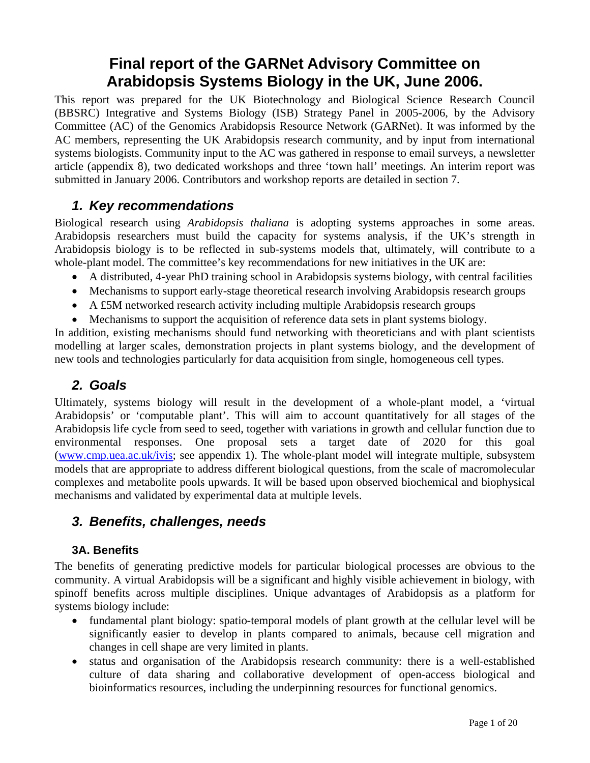# Final report of the GARNet Advisory Committee on Arabidopsis Systems Biology in the UK, June 2006.

This report was prepared for the UK Biotechnology and Biological Science Research Council (BBSRC) Integrative and Systems Biology (ISB) Strategy Panel in 2005-2006, by the Advisory Committee (AC) of the Genomics Arabidopsis Resource Network (GARNet). It was informed by the AC members, representing the UK Arabidopsis research community, and by input from international systems biologists. Community input to the AC was gathered in response to email surveys, a newsletter article (appendix 8), two dedicated workshops and three 'town hall' meetings. An interim report was submitted in January 2006. Contributors and workshop reports are detailed in section 7.

## *1. Key recommendations*

Biological research using *Arabidopsis thaliana* is adopting systems approaches in some areas. Arabidopsis researchers must build the capacity for systems analysis, if the UK's strength in Arabidopsis biology is to be reflected in sub-systems models that, ultimately, will contribute to a whole-plant model. The committee's key recommendations for new initiatives in the UK are:

- A distributed, 4-year PhD training school in Arabidopsis systems biology, with central facilities
- Mechanisms to support early-stage theoretical research involving Arabidopsis research groups
- A £5M networked research activity including multiple Arabidopsis research groups
- Mechanisms to support the acquisition of reference data sets in plant systems biology.

In addition, existing mechanisms should fund networking with theoreticians and with plant scientists modelling at larger scales, demonstration projects in plant systems biology, and the development of new tools and technologies particularly for data acquisition from single, homogeneous cell types.

## *2. Goals*

Ultimately, systems biology will result in the development of a whole-plant model, a 'virtual Arabidopsis' or 'computable plant'. This will aim to account quantitatively for all stages of the Arabidopsis life cycle from seed to seed, together with variations in growth and cellular function due to environmental responses. One proposal sets a target date of 2020 for this goal (www.cmp.uea.ac.uk/ivis; see appendix 1). The whole-plant model will integrate multiple, subsystem models that are appropriate to address different biological questions, from the scale of macromolecular complexes and metabolite pools upwards. It will be based upon observed biochemical and biophysical mechanisms and validated by experimental data at multiple levels.

## *3. Benefits, challenges, needs*

### 3A. Benefits

The benefits of generating predictive models for particular biological processes are obvious to the community. A virtual Arabidopsis will be a significant and highly visible achievement in biology, with spinoff benefits across multiple disciplines. Unique advantages of Arabidopsis as a platform for systems biology include:

- fundamental plant biology: spatio-temporal models of plant growth at the cellular level will be significantly easier to develop in plants compared to animals, because cell migration and changes in cell shape are very limited in plants.
- status and organisation of the Arabidopsis research community: there is a well-established culture of data sharing and collaborative development of open-access biological and bioinformatics resources, including the underpinning resources for functional genomics.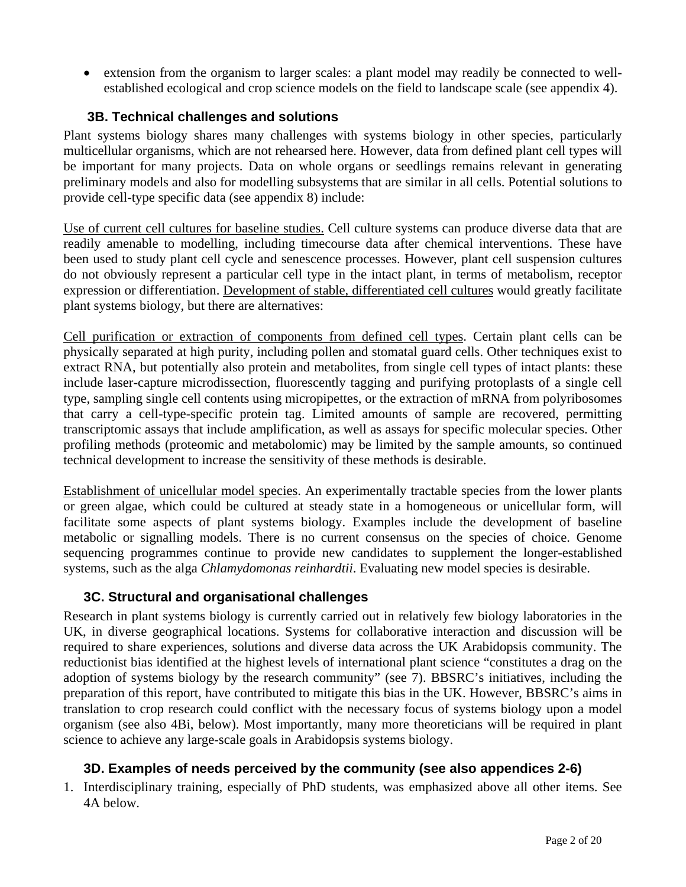- extension from the organism to larger scales: a plant model may readily be connected to well-established ecological and crop science models on the field to landscape scale (see appendix 4).

### 3B. Technical challenges and solutions

Plant systems biology shares many challenges with systems biology in other species, particularly multicellular organisms, which are not rehearsed here. However, data from defined plant cell types will be important for many projects. Data on whole organs or seedlings remains relevant in generating preliminary models and also for modelling subsystems that are similar in all cells. Potential solutions to provide cell-type specific data (see appendix 8) include:

<u>Use of current cell cultures for baseline studies.</u> Cell culture systems can produce diverse data that are readily amenable to modelling, including timecourse data after chemical interventions. These have been used to study plant cell cycle and senescence processes. However, plant cell suspension cultures do not obviously represent a particular cell type in the intact plant, in terms of metabolism, receptor expression or differentiation. <u>Development of stable, differentiated cell cultures</u> would greatly facilitate plant systems biology, but there are alternatives:

<u>Cell purification or extraction of components from defined cell types</u>. Certain plant cells can be physically separated at high purity, including pollen and stomatal guard cells. Other techniques exist to extract RNA, but potentially also protein and metabolites, from single cell types of intact plants: these include laser-capture microdissection, fluorescently tagging and purifying protoplasts of a single cell type, sampling single cell contents using micropipettes, or the extraction of mRNA from polyribosomes that carry a cell-type-specific protein tag. Limited amounts of sample are recovered, permitting transcriptomic assays that include amplification, as well as assays for specific molecular species. Other profiling methods (proteomic and metabolomic) may be limited by the sample amounts, so continued technical development to increase the sensitivity of these methods is desirable.

<u>Establishment of unicellular model species</u>. An experimentally tractable species from the lower plants or green algae, which could be cultured at steady state in a homogeneous or unicellular form, will facilitate some aspects of plant systems biology. Examples include the development of baseline metabolic or signalling models. There is no current consensus on the species of choice. Genome sequencing programmes continue to provide new candidates to supplement the longer-established systems, such as the alga *Chlamydomonas reinhardtii*. Evaluating new model species is desirable.

### 3C. Structural and organisational challenges

Research in plant systems biology is currently carried out in relatively few biology laboratories in the UK, in diverse geographical locations. Systems for collaborative interaction and discussion will be required to share experiences, solutions and diverse data across the UK Arabidopsis community. The reductionist bias identified at the highest levels of international plant science "constitutes a drag on the adoption of systems biology by the research community" (see 7). BBSRC's initiatives, including the preparation of this report, have contributed to mitigate this bias in the UK. However, BBSRC's aims in translation to crop research could conflict with the necessary focus of systems biology upon a model organism (see also 4Bi, below). Most importantly, many more theoreticians will be required in plant science to achieve any large-scale goals in Arabidopsis systems biology.

### 3D. Examples of needs perceived by the community (see also appendices 2-6)

1. Interdisciplinary training, especially of PhD students, was emphasized above all other items. See 4A below.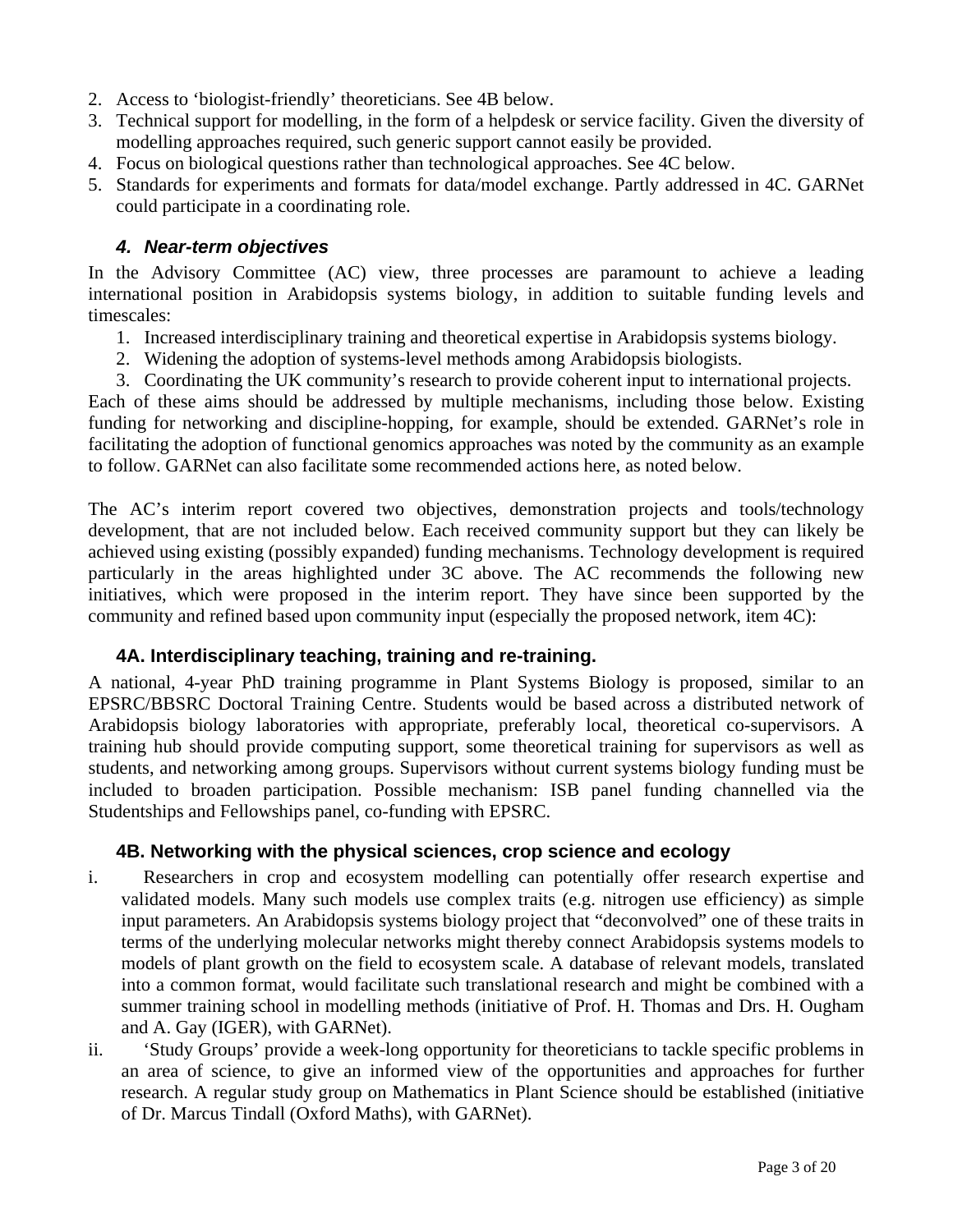2. Access to 'biologist-friendly' theoreticians. See 4B below.
3. Technical support for modelling, in the form of a helpdesk or service facility. Given the diversity of modelling approaches required, such generic support cannot easily be provided.
4. Focus on biological questions rather than technological approaches. See 4C below.
5. Standards for experiments and formats for data/model exchange. Partly addressed in 4C. GARNet could participate in a coordinating role.

### *4. Near-term objectives*

In the Advisory Committee (AC) view, three processes are paramount to achieve a leading international position in Arabidopsis systems biology, in addition to suitable funding levels and timescales:

1. Increased interdisciplinary training and theoretical expertise in Arabidopsis systems biology.
2. Widening the adoption of systems-level methods among Arabidopsis biologists.
3. Coordinating the UK community's research to provide coherent input to international projects.

Each of these aims should be addressed by multiple mechanisms, including those below. Existing funding for networking and discipline-hopping, for example, should be extended. GARNet's role in facilitating the adoption of functional genomics approaches was noted by the community as an example to follow. GARNet can also facilitate some recommended actions here, as noted below.

The AC's interim report covered two objectives, demonstration projects and tools/technology development, that are not included below. Each received community support but they can likely be achieved using existing (possibly expanded) funding mechanisms. Technology development is required particularly in the areas highlighted under 3C above. The AC recommends the following new initiatives, which were proposed in the interim report. They have since been supported by the community and refined based upon community input (especially the proposed network, item 4C):

#### 4A. Interdisciplinary teaching, training and re-training.

A national, 4-year PhD training programme in Plant Systems Biology is proposed, similar to an EPSRC/BBSRC Doctoral Training Centre. Students would be based across a distributed network of Arabidopsis biology laboratories with appropriate, preferably local, theoretical co-supervisors. A training hub should provide computing support, some theoretical training for supervisors as well as students, and networking among groups. Supervisors without current systems biology funding must be included to broaden participation. Possible mechanism: ISB panel funding channelled via the Studentships and Fellowships panel, co-funding with EPSRC.

#### 4B. Networking with the physical sciences, crop science and ecology

i. Researchers in crop and ecosystem modelling can potentially offer research expertise and validated models. Many such models use complex traits (e.g. nitrogen use efficiency) as simple input parameters. An Arabidopsis systems biology project that "deconvolved" one of these traits in terms of the underlying molecular networks might thereby connect Arabidopsis systems models to models of plant growth on the field to ecosystem scale. A database of relevant models, translated into a common format, would facilitate such translational research and might be combined with a summer training school in modelling methods (initiative of Prof. H. Thomas and Drs. H. Ougham and A. Gay (IGER), with GARNet).

ii. 'Study Groups' provide a week-long opportunity for theoreticians to tackle specific problems in an area of science, to give an informed view of the opportunities and approaches for further research. A regular study group on Mathematics in Plant Science should be established (initiative of Dr. Marcus Tindall (Oxford Maths), with GARNet).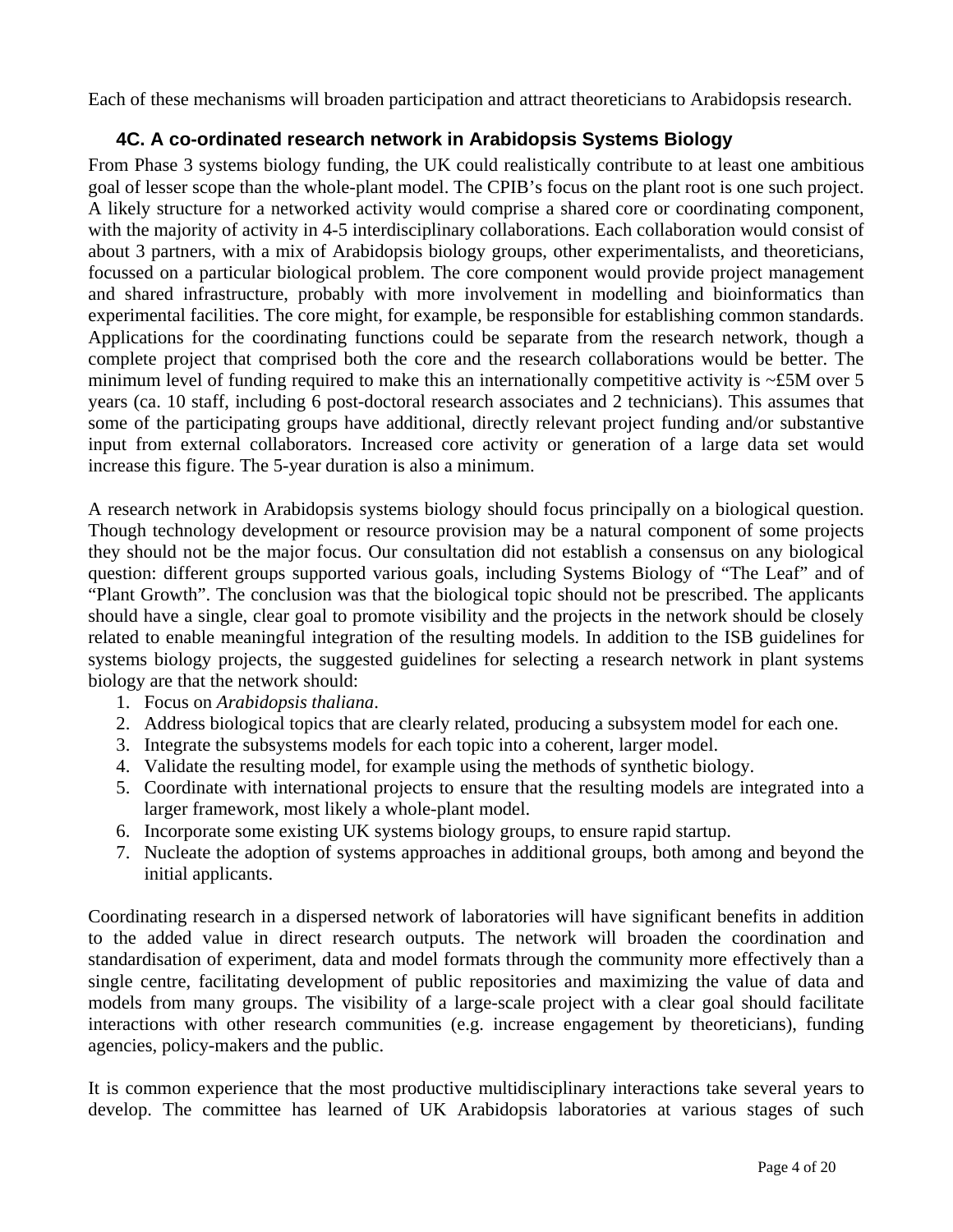Each of these mechanisms will broaden participation and attract theoreticians to Arabidopsis research.

### 4C. A co-ordinated research network in Arabidopsis Systems Biology

From Phase 3 systems biology funding, the UK could realistically contribute to at least one ambitious goal of lesser scope than the whole-plant model. The CPIB's focus on the plant root is one such project. A likely structure for a networked activity would comprise a shared core or coordinating component, with the majority of activity in 4-5 interdisciplinary collaborations. Each collaboration would consist of about 3 partners, with a mix of Arabidopsis biology groups, other experimentalists, and theoreticians, focussed on a particular biological problem. The core component would provide project management and shared infrastructure, probably with more involvement in modelling and bioinformatics than experimental facilities. The core might, for example, be responsible for establishing common standards. Applications for the coordinating functions could be separate from the research network, though a complete project that comprised both the core and the research collaborations would be better. The minimum level of funding required to make this an internationally competitive activity is ~£5M over 5 years (ca. 10 staff, including 6 post-doctoral research associates and 2 technicians). This assumes that some of the participating groups have additional, directly relevant project funding and/or substantive input from external collaborators. Increased core activity or generation of a large data set would increase this figure. The 5-year duration is also a minimum.

A research network in Arabidopsis systems biology should focus principally on a biological question. Though technology development or resource provision may be a natural component of some projects they should not be the major focus. Our consultation did not establish a consensus on any biological question: different groups supported various goals, including Systems Biology of "The Leaf" and of "Plant Growth". The conclusion was that the biological topic should not be prescribed. The applicants should have a single, clear goal to promote visibility and the projects in the network should be closely related to enable meaningful integration of the resulting models. In addition to the ISB guidelines for systems biology projects, the suggested guidelines for selecting a research network in plant systems biology are that the network should:

1. Focus on *Arabidopsis thaliana*.
2. Address biological topics that are clearly related, producing a subsystem model for each one.
3. Integrate the subsystems models for each topic into a coherent, larger model.
4. Validate the resulting model, for example using the methods of synthetic biology.
5. Coordinate with international projects to ensure that the resulting models are integrated into a larger framework, most likely a whole-plant model.
6. Incorporate some existing UK systems biology groups, to ensure rapid startup.
7. Nucleate the adoption of systems approaches in additional groups, both among and beyond the initial applicants.

Coordinating research in a dispersed network of laboratories will have significant benefits in addition to the added value in direct research outputs. The network will broaden the coordination and standardisation of experiment, data and model formats through the community more effectively than a single centre, facilitating development of public repositories and maximizing the value of data and models from many groups. The visibility of a large-scale project with a clear goal should facilitate interactions with other research communities (e.g. increase engagement by theoreticians), funding agencies, policy-makers and the public.

It is common experience that the most productive multidisciplinary interactions take several years to develop. The committee has learned of UK Arabidopsis laboratories at various stages of such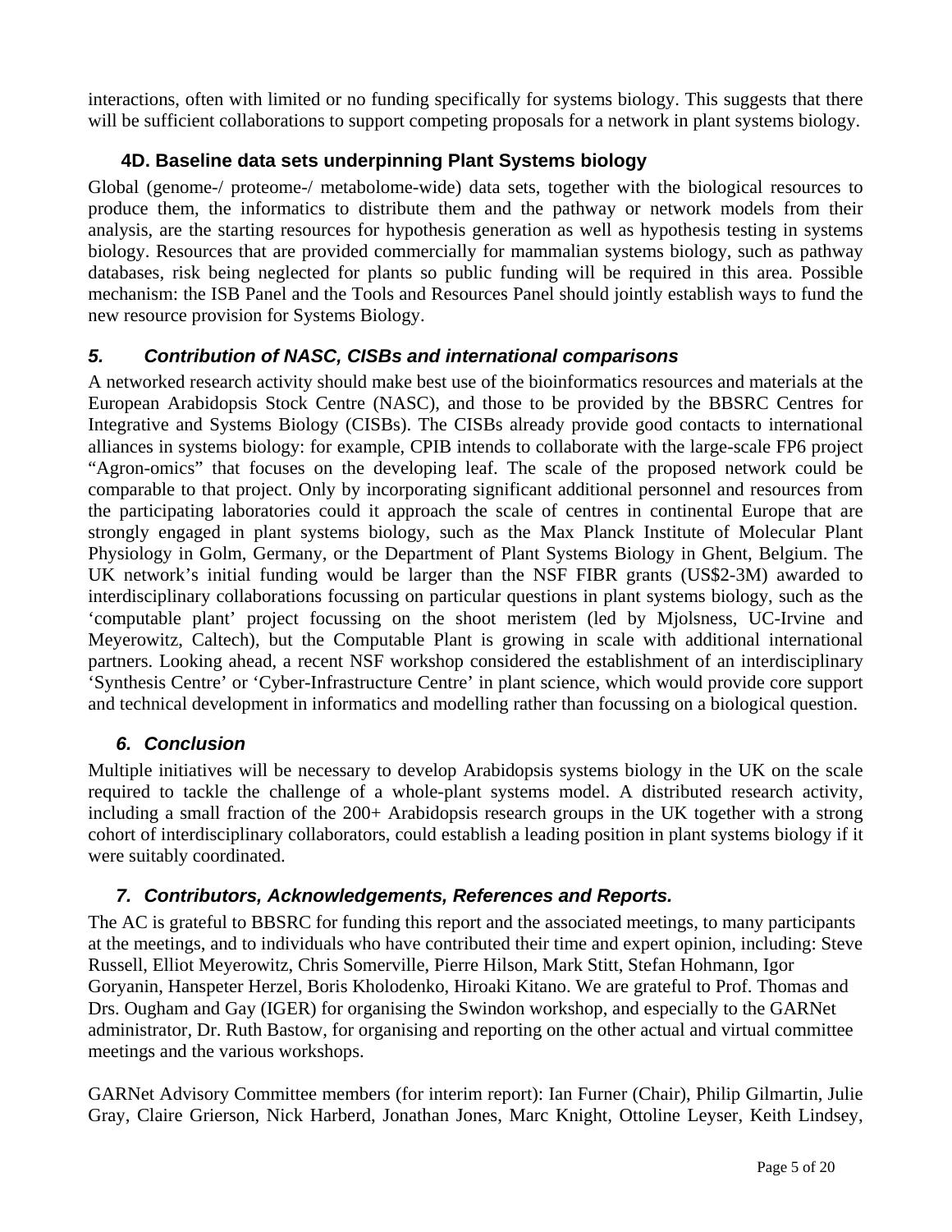interactions, often with limited or no funding specifically for systems biology. This suggests that there will be sufficient collaborations to support competing proposals for a network in plant systems biology.

### 4D. Baseline data sets underpinning Plant Systems biology

Global (genome-/ proteome-/ metabolome-wide) data sets, together with the biological resources to produce them, the informatics to distribute them and the pathway or network models from their analysis, are the starting resources for hypothesis generation as well as hypothesis testing in systems biology. Resources that are provided commercially for mammalian systems biology, such as pathway databases, risk being neglected for plants so public funding will be required in this area. Possible mechanism: the ISB Panel and the Tools and Resources Panel should jointly establish ways to fund the new resource provision for Systems Biology.

## *5. Contribution of NASC, CISBs and international comparisons*

A networked research activity should make best use of the bioinformatics resources and materials at the European Arabidopsis Stock Centre (NASC), and those to be provided by the BBSRC Centres for Integrative and Systems Biology (CISBs). The CISBs already provide good contacts to international alliances in systems biology: for example, CPIB intends to collaborate with the large-scale FP6 project "Agron-omics" that focuses on the developing leaf. The scale of the proposed network could be comparable to that project. Only by incorporating significant additional personnel and resources from the participating laboratories could it approach the scale of centres in continental Europe that are strongly engaged in plant systems biology, such as the Max Planck Institute of Molecular Plant Physiology in Golm, Germany, or the Department of Plant Systems Biology in Ghent, Belgium. The UK network's initial funding would be larger than the NSF FIBR grants (US$2-3M) awarded to interdisciplinary collaborations focussing on particular questions in plant systems biology, such as the 'computable plant' project focussing on the shoot meristem (led by Mjolsness, UC-Irvine and Meyerowitz, Caltech), but the Computable Plant is growing in scale with additional international partners. Looking ahead, a recent NSF workshop considered the establishment of an interdisciplinary 'Synthesis Centre' or 'Cyber-Infrastructure Centre' in plant science, which would provide core support and technical development in informatics and modelling rather than focussing on a biological question.

## *6. Conclusion*

Multiple initiatives will be necessary to develop Arabidopsis systems biology in the UK on the scale required to tackle the challenge of a whole-plant systems model. A distributed research activity, including a small fraction of the 200+ Arabidopsis research groups in the UK together with a strong cohort of interdisciplinary collaborators, could establish a leading position in plant systems biology if it were suitably coordinated.

## *7. Contributors, Acknowledgements, References and Reports.*

The AC is grateful to BBSRC for funding this report and the associated meetings, to many participants at the meetings, and to individuals who have contributed their time and expert opinion, including: Steve Russell, Elliot Meyerowitz, Chris Somerville, Pierre Hilson, Mark Stitt, Stefan Hohmann, Igor Goryanin, Hanspeter Herzel, Boris Kholodenko, Hiroaki Kitano. We are grateful to Prof. Thomas and Drs. Ougham and Gay (IGER) for organising the Swindon workshop, and especially to the GARNet administrator, Dr. Ruth Bastow, for organising and reporting on the other actual and virtual committee meetings and the various workshops.

GARNet Advisory Committee members (for interim report): Ian Furner (Chair), Philip Gilmartin, Julie Gray, Claire Grierson, Nick Harberd, Jonathan Jones, Marc Knight, Ottoline Leyser, Keith Lindsey,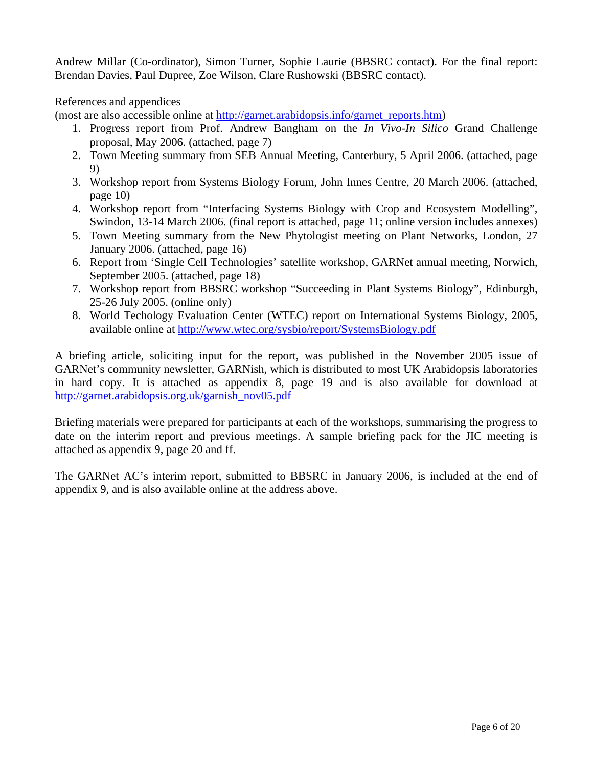Andrew Millar (Co-ordinator), Simon Turner, Sophie Laurie (BBSRC contact). For the final report: Brendan Davies, Paul Dupree, Zoe Wilson, Clare Rushowski (BBSRC contact).

References and appendices

(most are also accessible online at http://garnet.arabidopsis.info/garnet_reports.htm)

1. Progress report from Prof. Andrew Bangham on the *In Vivo-In Silico* Grand Challenge proposal, May 2006. (attached, page 7)
2. Town Meeting summary from SEB Annual Meeting, Canterbury, 5 April 2006. (attached, page 9)
3. Workshop report from Systems Biology Forum, John Innes Centre, 20 March 2006. (attached, page 10)
4. Workshop report from "Interfacing Systems Biology with Crop and Ecosystem Modelling", Swindon, 13-14 March 2006. (final report is attached, page 11; online version includes annexes)
5. Town Meeting summary from the New Phytologist meeting on Plant Networks, London, 27 January 2006. (attached, page 16)
6. Report from 'Single Cell Technologies' satellite workshop, GARNet annual meeting, Norwich, September 2005. (attached, page 18)
7. Workshop report from BBSRC workshop "Succeeding in Plant Systems Biology", Edinburgh, 25-26 July 2005. (online only)
8. World Techology Evaluation Center (WTEC) report on International Systems Biology, 2005, available online at http://www.wtec.org/sysbio/report/SystemsBiology.pdf

A briefing article, soliciting input for the report, was published in the November 2005 issue of GARNet's community newsletter, GARNish, which is distributed to most UK Arabidopsis laboratories in hard copy. It is attached as appendix 8, page 19 and is also available for download at http://garnet.arabidopsis.org.uk/garnish_nov05.pdf

Briefing materials were prepared for participants at each of the workshops, summarising the progress to date on the interim report and previous meetings. A sample briefing pack for the JIC meeting is attached as appendix 9, page 20 and ff.

The GARNet AC's interim report, submitted to BBSRC in January 2006, is included at the end of appendix 9, and is also available online at the address above.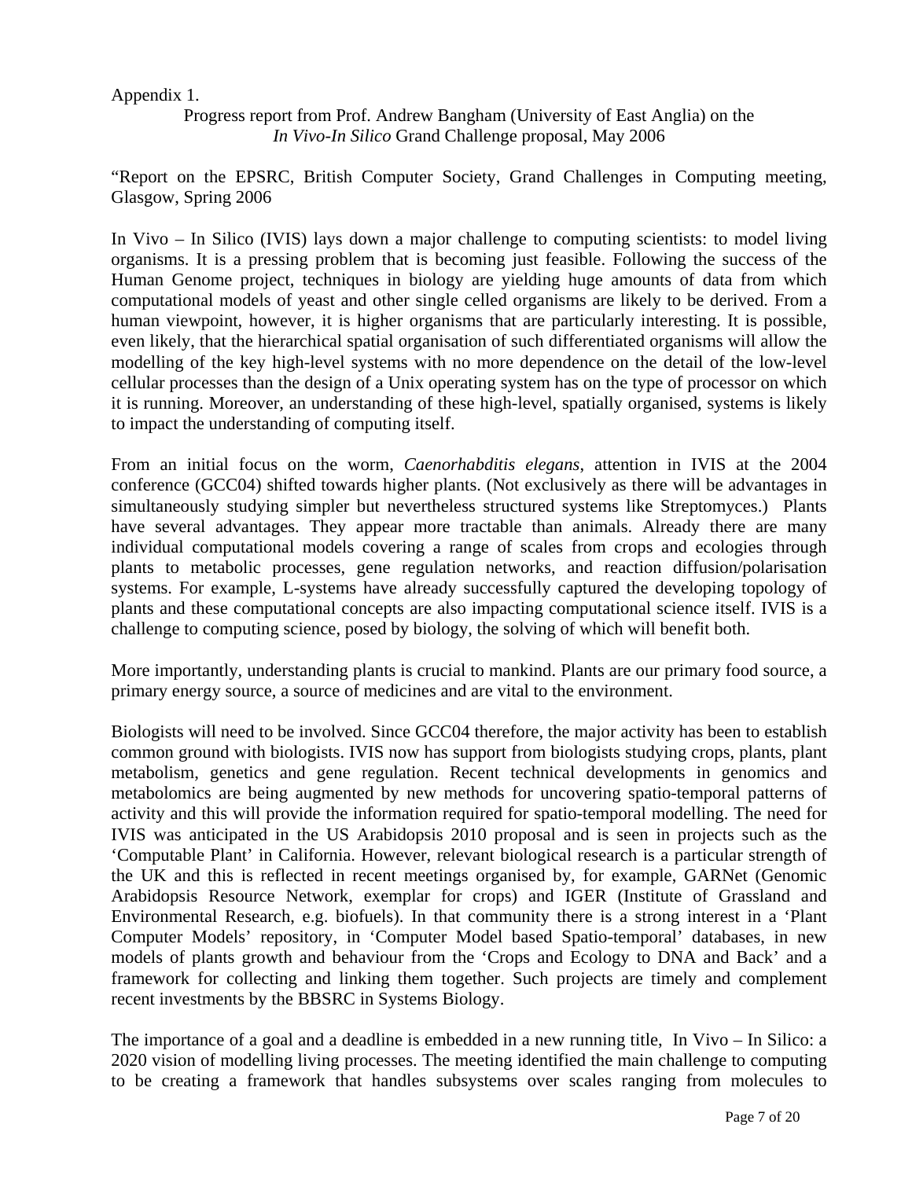Appendix 1.

Progress report from Prof. Andrew Bangham (University of East Anglia) on the *In Vivo-In Silico* Grand Challenge proposal, May 2006

"Report on the EPSRC, British Computer Society, Grand Challenges in Computing meeting, Glasgow, Spring 2006

In Vivo – In Silico (IVIS) lays down a major challenge to computing scientists: to model living organisms. It is a pressing problem that is becoming just feasible. Following the success of the Human Genome project, techniques in biology are yielding huge amounts of data from which computational models of yeast and other single celled organisms are likely to be derived. From a human viewpoint, however, it is higher organisms that are particularly interesting. It is possible, even likely, that the hierarchical spatial organisation of such differentiated organisms will allow the modelling of the key high-level systems with no more dependence on the detail of the low-level cellular processes than the design of a Unix operating system has on the type of processor on which it is running. Moreover, an understanding of these high-level, spatially organised, systems is likely to impact the understanding of computing itself.

From an initial focus on the worm, *Caenorhabditis elegans*, attention in IVIS at the 2004 conference (GCC04) shifted towards higher plants. (Not exclusively as there will be advantages in simultaneously studying simpler but nevertheless structured systems like Streptomyces.) Plants have several advantages. They appear more tractable than animals. Already there are many individual computational models covering a range of scales from crops and ecologies through plants to metabolic processes, gene regulation networks, and reaction diffusion/polarisation systems. For example, L-systems have already successfully captured the developing topology of plants and these computational concepts are also impacting computational science itself. IVIS is a challenge to computing science, posed by biology, the solving of which will benefit both.

More importantly, understanding plants is crucial to mankind. Plants are our primary food source, a primary energy source, a source of medicines and are vital to the environment.

Biologists will need to be involved. Since GCC04 therefore, the major activity has been to establish common ground with biologists. IVIS now has support from biologists studying crops, plants, plant metabolism, genetics and gene regulation. Recent technical developments in genomics and metabolomics are being augmented by new methods for uncovering spatio-temporal patterns of activity and this will provide the information required for spatio-temporal modelling. The need for IVIS was anticipated in the US Arabidopsis 2010 proposal and is seen in projects such as the 'Computable Plant' in California. However, relevant biological research is a particular strength of the UK and this is reflected in recent meetings organised by, for example, GARNet (Genomic Arabidopsis Resource Network, exemplar for crops) and IGER (Institute of Grassland and Environmental Research, e.g. biofuels). In that community there is a strong interest in a 'Plant Computer Models' repository, in 'Computer Model based Spatio-temporal' databases, in new models of plants growth and behaviour from the 'Crops and Ecology to DNA and Back' and a framework for collecting and linking them together. Such projects are timely and complement recent investments by the BBSRC in Systems Biology.

The importance of a goal and a deadline is embedded in a new running title, In Vivo – In Silico: a 2020 vision of modelling living processes. The meeting identified the main challenge to computing to be creating a framework that handles subsystems over scales ranging from molecules to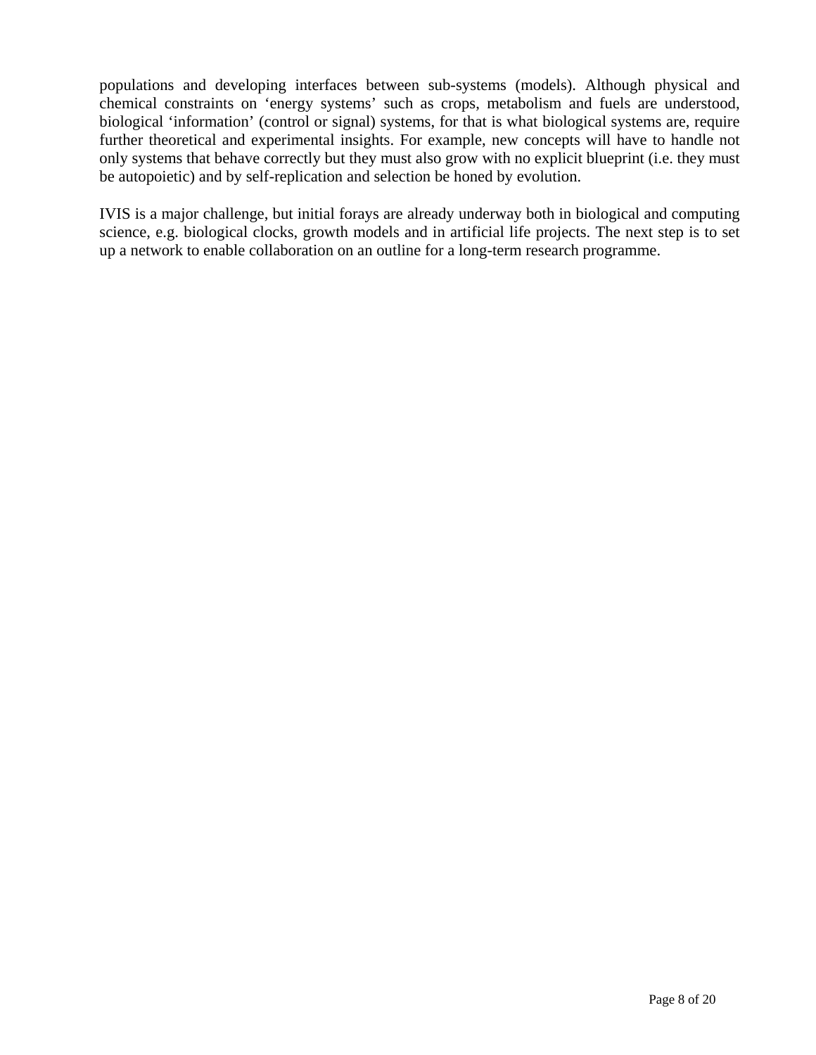populations and developing interfaces between sub-systems (models). Although physical and chemical constraints on 'energy systems' such as crops, metabolism and fuels are understood, biological 'information' (control or signal) systems, for that is what biological systems are, require further theoretical and experimental insights. For example, new concepts will have to handle not only systems that behave correctly but they must also grow with no explicit blueprint (i.e. they must be autopoietic) and by self-replication and selection be honed by evolution.

IVIS is a major challenge, but initial forays are already underway both in biological and computing science, e.g. biological clocks, growth models and in artificial life projects. The next step is to set up a network to enable collaboration on an outline for a long-term research programme.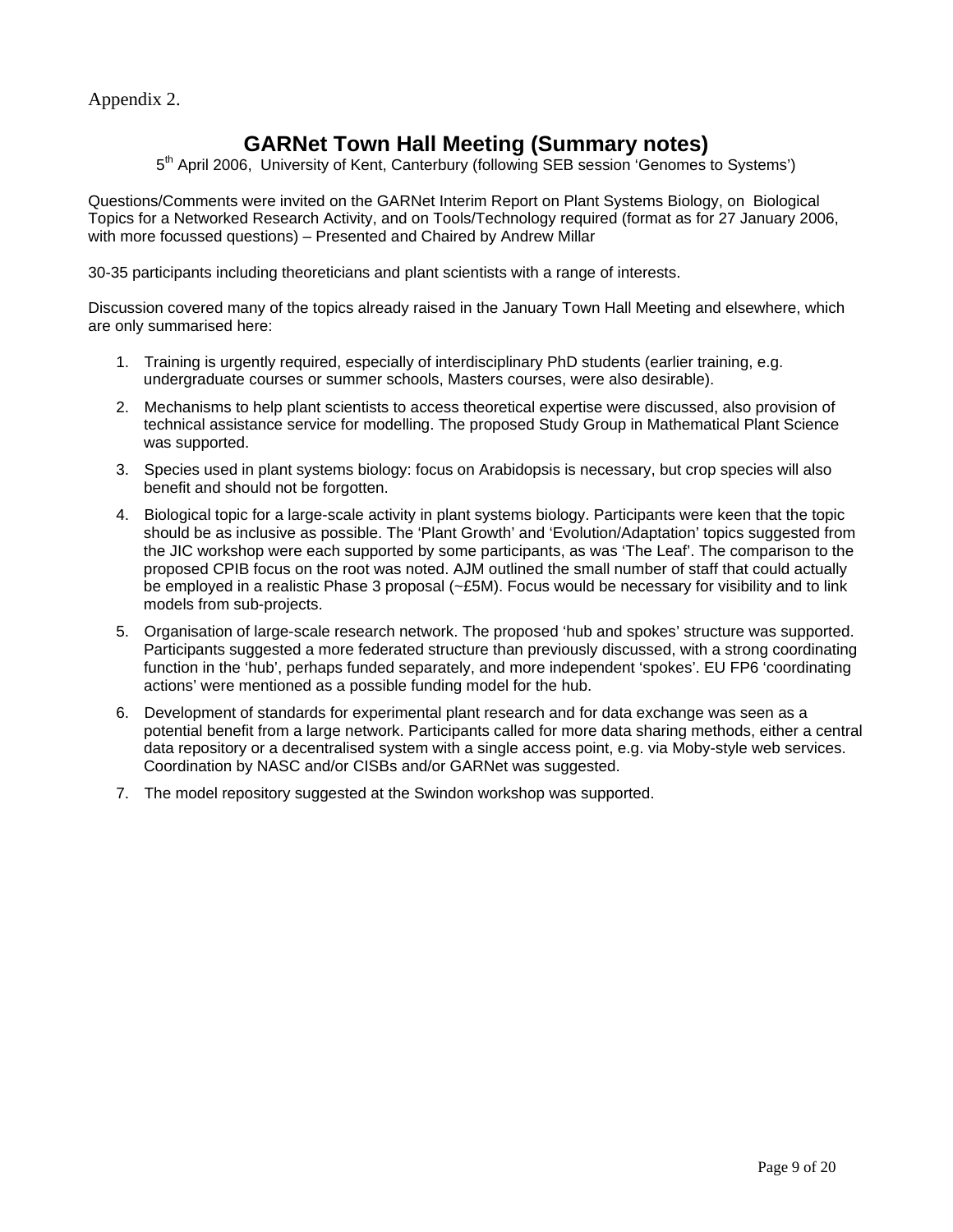Appendix 2.

# GARNet Town Hall Meeting (Summary notes)

5th April 2006, University of Kent, Canterbury (following SEB session 'Genomes to Systems')

Questions/Comments were invited on the GARNet Interim Report on Plant Systems Biology, on Biological Topics for a Networked Research Activity, and on Tools/Technology required (format as for 27 January 2006, with more focussed questions) – Presented and Chaired by Andrew Millar

30-35 participants including theoreticians and plant scientists with a range of interests.

Discussion covered many of the topics already raised in the January Town Hall Meeting and elsewhere, which are only summarised here:

1. Training is urgently required, especially of interdisciplinary PhD students (earlier training, e.g. undergraduate courses or summer schools, Masters courses, were also desirable).
2. Mechanisms to help plant scientists to access theoretical expertise were discussed, also provision of technical assistance service for modelling. The proposed Study Group in Mathematical Plant Science was supported.
3. Species used in plant systems biology: focus on Arabidopsis is necessary, but crop species will also benefit and should not be forgotten.
4. Biological topic for a large-scale activity in plant systems biology. Participants were keen that the topic should be as inclusive as possible. The 'Plant Growth' and 'Evolution/Adaptation' topics suggested from the JIC workshop were each supported by some participants, as was 'The Leaf'. The comparison to the proposed CPIB focus on the root was noted. AJM outlined the small number of staff that could actually be employed in a realistic Phase 3 proposal (~£5M). Focus would be necessary for visibility and to link models from sub-projects.
5. Organisation of large-scale research network. The proposed 'hub and spokes' structure was supported. Participants suggested a more federated structure than previously discussed, with a strong coordinating function in the 'hub', perhaps funded separately, and more independent 'spokes'. EU FP6 'coordinating actions' were mentioned as a possible funding model for the hub.
6. Development of standards for experimental plant research and for data exchange was seen as a potential benefit from a large network. Participants called for more data sharing methods, either a central data repository or a decentralised system with a single access point, e.g. via Moby-style web services. Coordination by NASC and/or CISBs and/or GARNet was suggested.
7. The model repository suggested at the Swindon workshop was supported.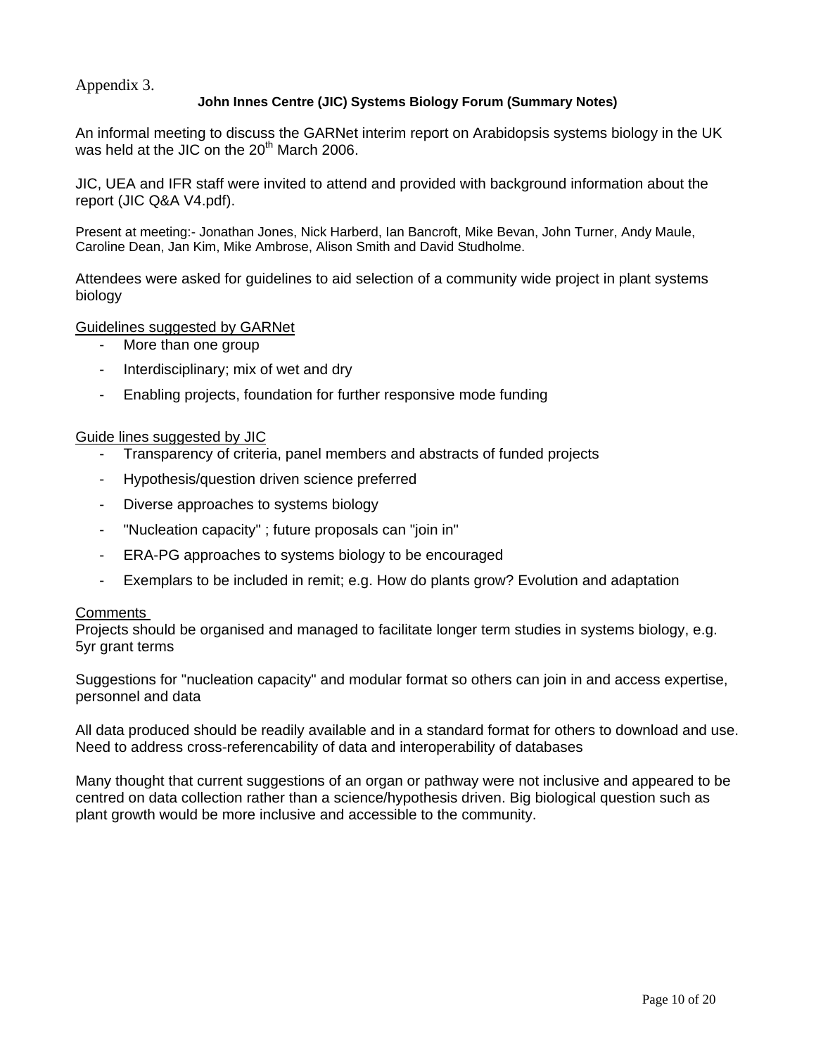Appendix 3.

## John Innes Centre (JIC) Systems Biology Forum (Summary Notes)

An informal meeting to discuss the GARNet interim report on Arabidopsis systems biology in the UK was held at the JIC on the 20th March 2006.

JIC, UEA and IFR staff were invited to attend and provided with background information about the report (JIC Q&A V4.pdf).

Present at meeting:- Jonathan Jones, Nick Harberd, Ian Bancroft, Mike Bevan, John Turner, Andy Maule, Caroline Dean, Jan Kim, Mike Ambrose, Alison Smith and David Studholme.

Attendees were asked for guidelines to aid selection of a community wide project in plant systems biology

<u>Guidelines suggested by GARNet</u>

- More than one group
- Interdisciplinary; mix of wet and dry
- Enabling projects, foundation for further responsive mode funding

<u>Guide lines suggested by JIC</u>

- Transparency of criteria, panel members and abstracts of funded projects
- Hypothesis/question driven science preferred
- Diverse approaches to systems biology
- "Nucleation capacity" ; future proposals can "join in"
- ERA-PG approaches to systems biology to be encouraged
- Exemplars to be included in remit; e.g. How do plants grow? Evolution and adaptation

<u>Comments</u>

Projects should be organised and managed to facilitate longer term studies in systems biology, e.g. 5yr grant terms

Suggestions for "nucleation capacity" and modular format so others can join in and access expertise, personnel and data

All data produced should be readily available and in a standard format for others to download and use. Need to address cross-referencability of data and interoperability of databases

Many thought that current suggestions of an organ or pathway were not inclusive and appeared to be centred on data collection rather than a science/hypothesis driven. Big biological question such as plant growth would be more inclusive and accessible to the community.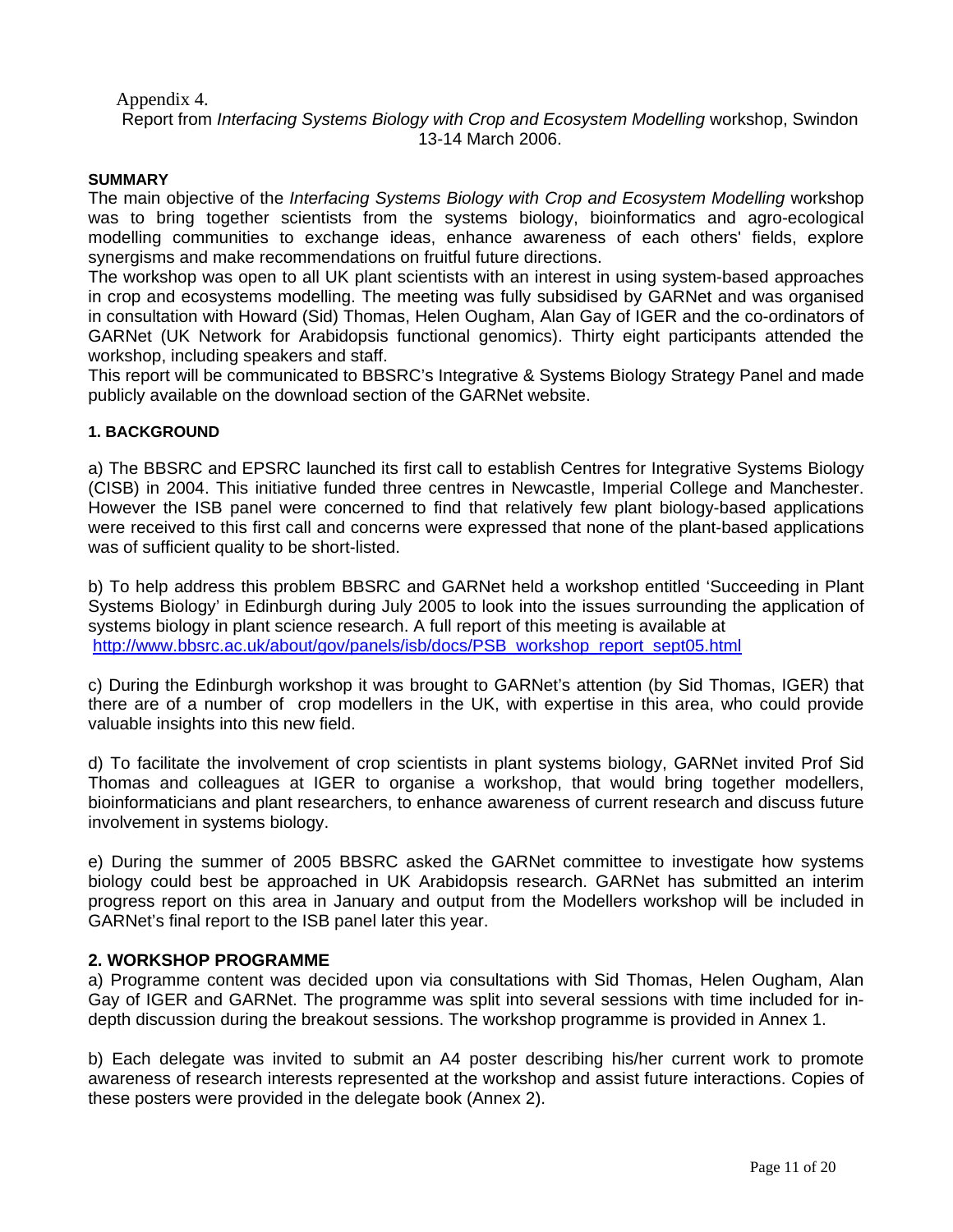Appendix 4.

Report from *Interfacing Systems Biology with Crop and Ecosystem Modelling* workshop, Swindon 13-14 March 2006.

**SUMMARY**

The main objective of the *Interfacing Systems Biology with Crop and Ecosystem Modelling* workshop was to bring together scientists from the systems biology, bioinformatics and agro-ecological modelling communities to exchange ideas, enhance awareness of each others' fields, explore synergisms and make recommendations on fruitful future directions.

The workshop was open to all UK plant scientists with an interest in using system-based approaches in crop and ecosystems modelling. The meeting was fully subsidised by GARNet and was organised in consultation with Howard (Sid) Thomas, Helen Ougham, Alan Gay of IGER and the co-ordinators of GARNet (UK Network for Arabidopsis functional genomics). Thirty eight participants attended the workshop, including speakers and staff.

This report will be communicated to BBSRC's Integrative & Systems Biology Strategy Panel and made publicly available on the download section of the GARNet website.

**1. BACKGROUND**

a) The BBSRC and EPSRC launched its first call to establish Centres for Integrative Systems Biology (CISB) in 2004. This initiative funded three centres in Newcastle, Imperial College and Manchester. However the ISB panel were concerned to find that relatively few plant biology-based applications were received to this first call and concerns were expressed that none of the plant-based applications was of sufficient quality to be short-listed.

b) To help address this problem BBSRC and GARNet held a workshop entitled 'Succeeding in Plant Systems Biology' in Edinburgh during July 2005 to look into the issues surrounding the application of systems biology in plant science research. A full report of this meeting is available at http://www.bbsrc.ac.uk/about/gov/panels/isb/docs/PSB_workshop_report_sept05.html

c) During the Edinburgh workshop it was brought to GARNet's attention (by Sid Thomas, IGER) that there are of a number of crop modellers in the UK, with expertise in this area, who could provide valuable insights into this new field.

d) To facilitate the involvement of crop scientists in plant systems biology, GARNet invited Prof Sid Thomas and colleagues at IGER to organise a workshop, that would bring together modellers, bioinformaticians and plant researchers, to enhance awareness of current research and discuss future involvement in systems biology.

e) During the summer of 2005 BBSRC asked the GARNet committee to investigate how systems biology could best be approached in UK Arabidopsis research. GARNet has submitted an interim progress report on this area in January and output from the Modellers workshop will be included in GARNet's final report to the ISB panel later this year.

**2. WORKSHOP PROGRAMME**

a) Programme content was decided upon via consultations with Sid Thomas, Helen Ougham, Alan Gay of IGER and GARNet. The programme was split into several sessions with time included for in-depth discussion during the breakout sessions. The workshop programme is provided in Annex 1.

b) Each delegate was invited to submit an A4 poster describing his/her current work to promote awareness of research interests represented at the workshop and assist future interactions. Copies of these posters were provided in the delegate book (Annex 2).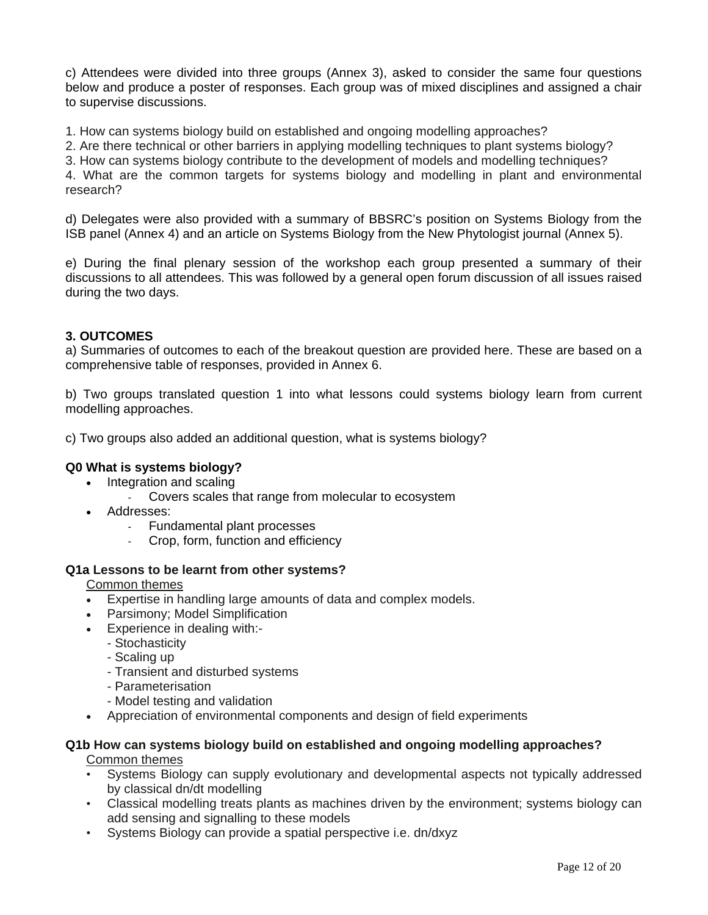c) Attendees were divided into three groups (Annex 3), asked to consider the same four questions below and produce a poster of responses. Each group was of mixed disciplines and assigned a chair to supervise discussions.

1. How can systems biology build on established and ongoing modelling approaches?
2. Are there technical or other barriers in applying modelling techniques to plant systems biology?
3. How can systems biology contribute to the development of models and modelling techniques?
4. What are the common targets for systems biology and modelling in plant and environmental research?

d) Delegates were also provided with a summary of BBSRC's position on Systems Biology from the ISB panel (Annex 4) and an article on Systems Biology from the New Phytologist journal (Annex 5).

e) During the final plenary session of the workshop each group presented a summary of their discussions to all attendees. This was followed by a general open forum discussion of all issues raised during the two days.

### 3. OUTCOMES

a) Summaries of outcomes to each of the breakout question are provided here. These are based on a comprehensive table of responses, provided in Annex 6.

b) Two groups translated question 1 into what lessons could systems biology learn from current modelling approaches.

c) Two groups also added an additional question, what is systems biology?

**Q0 What is systems biology?**

- Integration and scaling
  - Covers scales that range from molecular to ecosystem
- Addresses:
  - Fundamental plant processes
  - Crop, form, function and efficiency

**Q1a Lessons to be learnt from other systems?**

Common themes

- Expertise in handling large amounts of data and complex models.
- Parsimony; Model Simplification
- Experience in dealing with:-
  - Stochasticity
  - Scaling up
  - Transient and disturbed systems
  - Parameterisation
  - Model testing and validation
- Appreciation of environmental components and design of field experiments

**Q1b How can systems biology build on established and ongoing modelling approaches?**

Common themes

- Systems Biology can supply evolutionary and developmental aspects not typically addressed by classical dn/dt modelling
- Classical modelling treats plants as machines driven by the environment; systems biology can add sensing and signalling to these models
- Systems Biology can provide a spatial perspective i.e. dn/dxyz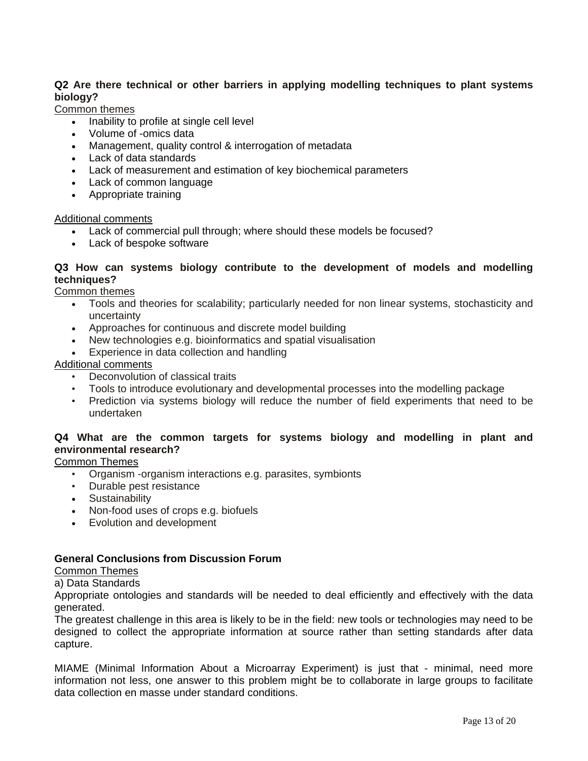**Q2 Are there technical or other barriers in applying modelling techniques to plant systems biology?**

Common themes

- Inability to profile at single cell level
- Volume of -omics data
- Management, quality control & interrogation of metadata
- Lack of data standards
- Lack of measurement and estimation of key biochemical parameters
- Lack of common language
- Appropriate training

Additional comments

- Lack of commercial pull through; where should these models be focused?
- Lack of bespoke software

**Q3 How can systems biology contribute to the development of models and modelling techniques?**

Common themes

- Tools and theories for scalability; particularly needed for non linear systems, stochasticity and uncertainty
- Approaches for continuous and discrete model building
- New technologies e.g. bioinformatics and spatial visualisation
- Experience in data collection and handling

Additional comments

- Deconvolution of classical traits
- Tools to introduce evolutionary and developmental processes into the modelling package
- Prediction via systems biology will reduce the number of field experiments that need to be undertaken

**Q4 What are the common targets for systems biology and modelling in plant and environmental research?**

Common Themes

- Organism -organism interactions e.g. parasites, symbionts
- Durable pest resistance
- Sustainability
- Non-food uses of crops e.g. biofuels
- Evolution and development

**General Conclusions from Discussion Forum**

Common Themes

a) Data Standards

Appropriate ontologies and standards will be needed to deal efficiently and effectively with the data generated.

The greatest challenge in this area is likely to be in the field: new tools or technologies may need to be designed to collect the appropriate information at source rather than setting standards after data capture.

MIAME (Minimal Information About a Microarray Experiment) is just that - minimal, need more information not less, one answer to this problem might be to collaborate in large groups to facilitate data collection en masse under standard conditions.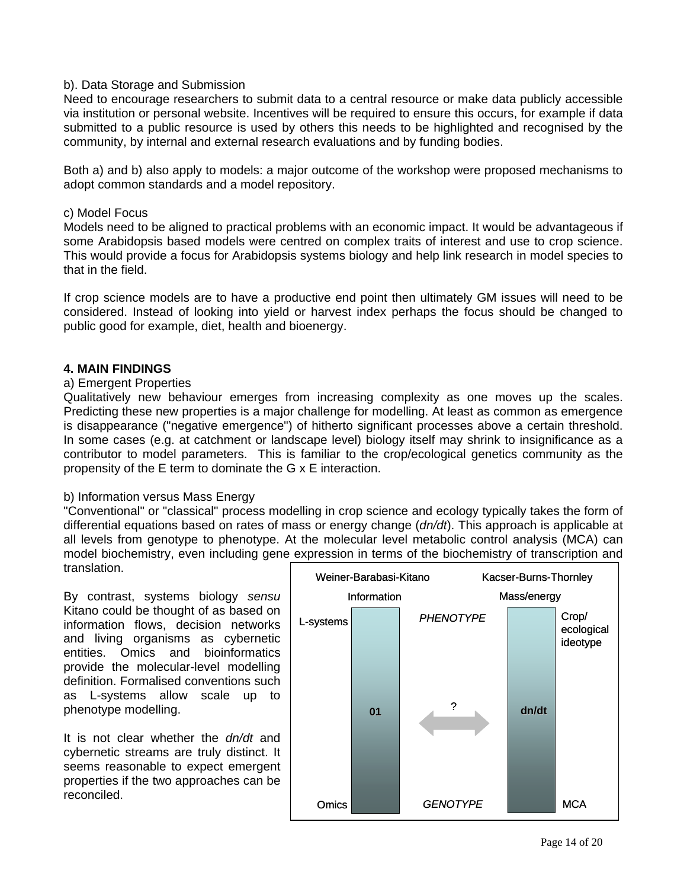b). Data Storage and Submission

Need to encourage researchers to submit data to a central resource or make data publicly accessible via institution or personal website. Incentives will be required to ensure this occurs, for example if data submitted to a public resource is used by others this needs to be highlighted and recognised by the community, by internal and external research evaluations and by funding bodies.

Both a) and b) also apply to models: a major outcome of the workshop were proposed mechanisms to adopt common standards and a model repository.

c) Model Focus

Models need to be aligned to practical problems with an economic impact. It would be advantageous if some Arabidopsis based models were centred on complex traits of interest and use to crop science. This would provide a focus for Arabidopsis systems biology and help link research in model species to that in the field.

If crop science models are to have a productive end point then ultimately GM issues will need to be considered. Instead of looking into yield or harvest index perhaps the focus should be changed to public good for example, diet, health and bioenergy.

## 4. MAIN FINDINGS

a) Emergent Properties

Qualitatively new behaviour emerges from increasing complexity as one moves up the scales. Predicting these new properties is a major challenge for modelling. At least as common as emergence is disappearance ("negative emergence") of hitherto significant processes above a certain threshold. In some cases (e.g. at catchment or landscape level) biology itself may shrink to insignificance as a contributor to model parameters. This is familiar to the crop/ecological genetics community as the propensity of the E term to dominate the G x E interaction.

b) Information versus Mass Energy

"Conventional" or "classical" process modelling in crop science and ecology typically takes the form of differential equations based on rates of mass or energy change (*dn/dt*). This approach is applicable at all levels from genotype to phenotype. At the molecular level metabolic control analysis (MCA) can model biochemistry, even including gene expression in terms of the biochemistry of transcription and translation.

By contrast, systems biology *sensu* Kitano could be thought of as based on information flows, decision networks and living organisms as cybernetic entities. Omics and bioinformatics provide the molecular-level modelling definition. Formalised conventions such as L-systems allow scale up to phenotype modelling.

It is not clear whether the *dn/dt* and cybernetic streams are truly distinct. It seems reasonable to expect emergent properties if the two approaches can be reconciled.

Weiner-Barabasi-Kitano | Kacser-Burns-Thornley

Information | Mass/energy

L-systems | PHENOTYPE | Crop/ecological ideotype

01 | ? | dn/dt

Omics | GENOTYPE | MCA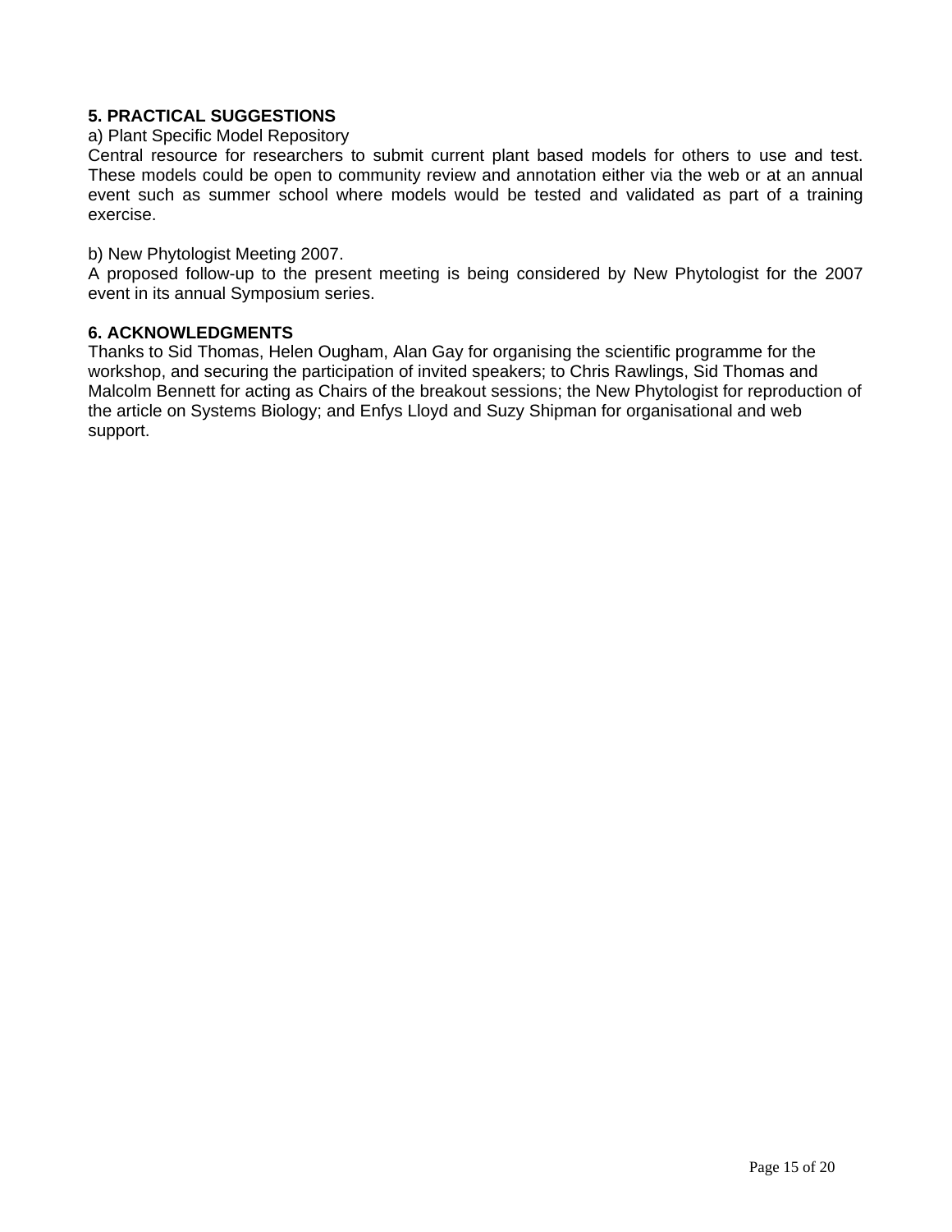## 5. PRACTICAL SUGGESTIONS

a) Plant Specific Model Repository

Central resource for researchers to submit current plant based models for others to use and test. These models could be open to community review and annotation either via the web or at an annual event such as summer school where models would be tested and validated as part of a training exercise.

b) New Phytologist Meeting 2007.

A proposed follow-up to the present meeting is being considered by New Phytologist for the 2007 event in its annual Symposium series.

## 6. ACKNOWLEDGMENTS

Thanks to Sid Thomas, Helen Ougham, Alan Gay for organising the scientific programme for the workshop, and securing the participation of invited speakers; to Chris Rawlings, Sid Thomas and Malcolm Bennett for acting as Chairs of the breakout sessions; the New Phytologist for reproduction of the article on Systems Biology; and Enfys Lloyd and Suzy Shipman for organisational and web support.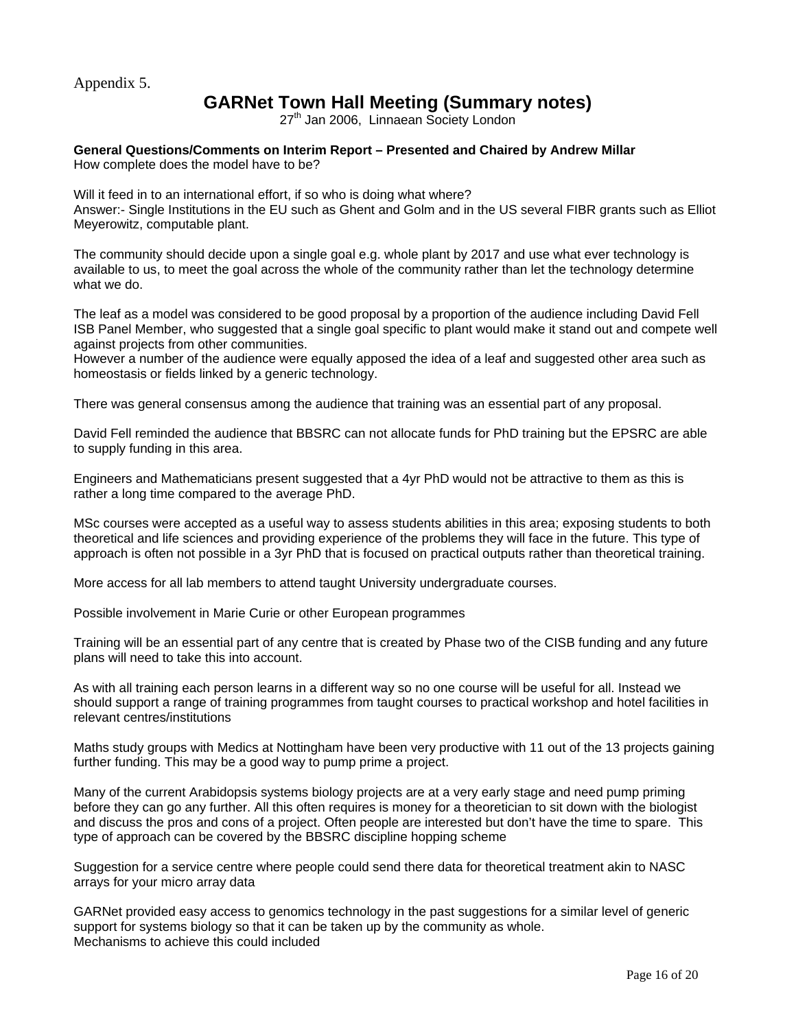Appendix 5.

# GARNet Town Hall Meeting (Summary notes)

27th Jan 2006, Linnaean Society London

**General Questions/Comments on Interim Report – Presented and Chaired by Andrew Millar**
How complete does the model have to be?

Will it feed in to an international effort, if so who is doing what where?
Answer:- Single Institutions in the EU such as Ghent and Golm and in the US several FIBR grants such as Elliot Meyerowitz, computable plant.

The community should decide upon a single goal e.g. whole plant by 2017 and use what ever technology is available to us, to meet the goal across the whole of the community rather than let the technology determine what we do.

The leaf as a model was considered to be good proposal by a proportion of the audience including David Fell ISB Panel Member, who suggested that a single goal specific to plant would make it stand out and compete well against projects from other communities.
However a number of the audience were equally apposed the idea of a leaf and suggested other area such as homeostasis or fields linked by a generic technology.

There was general consensus among the audience that training was an essential part of any proposal.

David Fell reminded the audience that BBSRC can not allocate funds for PhD training but the EPSRC are able to supply funding in this area.

Engineers and Mathematicians present suggested that a 4yr PhD would not be attractive to them as this is rather a long time compared to the average PhD.

MSc courses were accepted as a useful way to assess students abilities in this area; exposing students to both theoretical and life sciences and providing experience of the problems they will face in the future. This type of approach is often not possible in a 3yr PhD that is focused on practical outputs rather than theoretical training.

More access for all lab members to attend taught University undergraduate courses.

Possible involvement in Marie Curie or other European programmes

Training will be an essential part of any centre that is created by Phase two of the CISB funding and any future plans will need to take this into account.

As with all training each person learns in a different way so no one course will be useful for all. Instead we should support a range of training programmes from taught courses to practical workshop and hotel facilities in relevant centres/institutions

Maths study groups with Medics at Nottingham have been very productive with 11 out of the 13 projects gaining further funding. This may be a good way to pump prime a project.

Many of the current Arabidopsis systems biology projects are at a very early stage and need pump priming before they can go any further. All this often requires is money for a theoretician to sit down with the biologist and discuss the pros and cons of a project. Often people are interested but don't have the time to spare. This type of approach can be covered by the BBSRC discipline hopping scheme

Suggestion for a service centre where people could send there data for theoretical treatment akin to NASC arrays for your micro array data

GARNet provided easy access to genomics technology in the past suggestions for a similar level of generic support for systems biology so that it can be taken up by the community as whole.
Mechanisms to achieve this could included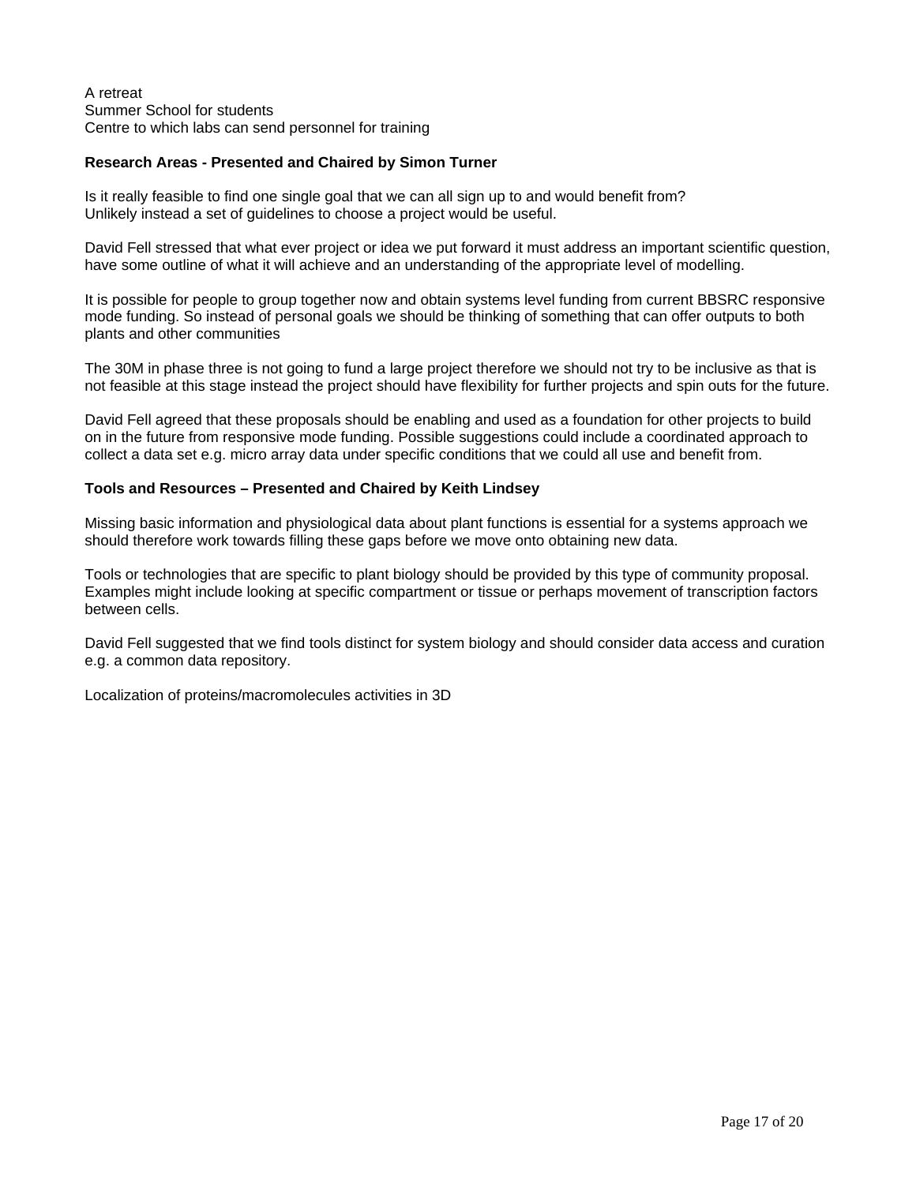A retreat
Summer School for students
Centre to which labs can send personnel for training

**Research Areas - Presented and Chaired by Simon Turner**

Is it really feasible to find one single goal that we can all sign up to and would benefit from?
Unlikely instead a set of guidelines to choose a project would be useful.

David Fell stressed that what ever project or idea we put forward it must address an important scientific question, have some outline of what it will achieve and an understanding of the appropriate level of modelling.

It is possible for people to group together now and obtain systems level funding from current BBSRC responsive mode funding. So instead of personal goals we should be thinking of something that can offer outputs to both plants and other communities

The 30M in phase three is not going to fund a large project therefore we should not try to be inclusive as that is not feasible at this stage instead the project should have flexibility for further projects and spin outs for the future.

David Fell agreed that these proposals should be enabling and used as a foundation for other projects to build on in the future from responsive mode funding. Possible suggestions could include a coordinated approach to collect a data set e.g. micro array data under specific conditions that we could all use and benefit from.

**Tools and Resources – Presented and Chaired by Keith Lindsey**

Missing basic information and physiological data about plant functions is essential for a systems approach we should therefore work towards filling these gaps before we move onto obtaining new data.

Tools or technologies that are specific to plant biology should be provided by this type of community proposal. Examples might include looking at specific compartment or tissue or perhaps movement of transcription factors between cells.

David Fell suggested that we find tools distinct for system biology and should consider data access and curation e.g. a common data repository.

Localization of proteins/macromolecules activities in 3D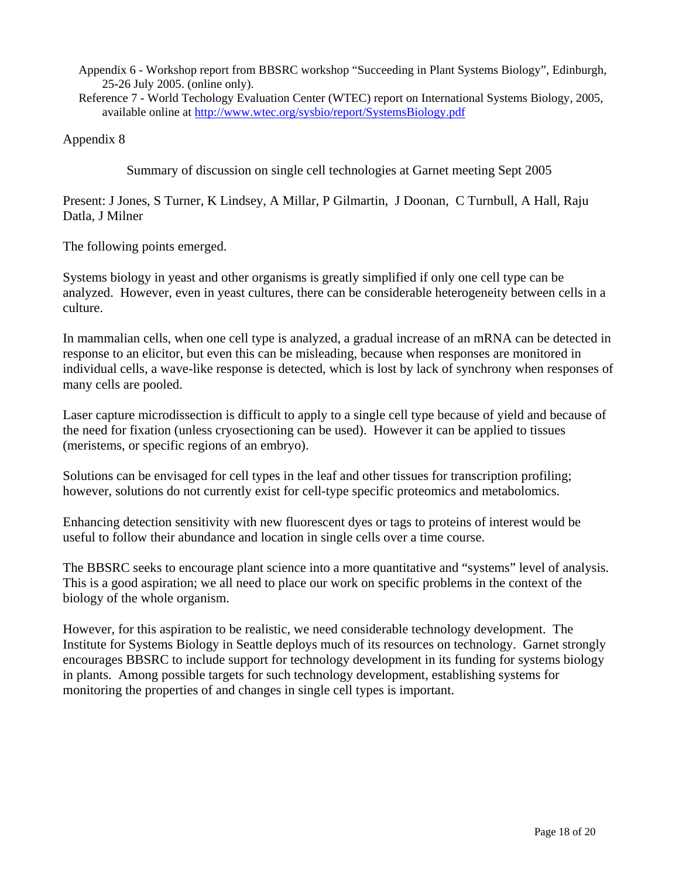Appendix 6 - Workshop report from BBSRC workshop "Succeeding in Plant Systems Biology", Edinburgh, 25-26 July 2005. (online only).

Reference 7 - World Techology Evaluation Center (WTEC) report on International Systems Biology, 2005, available online at http://www.wtec.org/sysbio/report/SystemsBiology.pdf

## Appendix 8

### Summary of discussion on single cell technologies at Garnet meeting Sept 2005

Present: J Jones, S Turner, K Lindsey, A Millar, P Gilmartin, J Doonan, C Turnbull, A Hall, Raju Datla, J Milner

The following points emerged.

Systems biology in yeast and other organisms is greatly simplified if only one cell type can be analyzed. However, even in yeast cultures, there can be considerable heterogeneity between cells in a culture.

In mammalian cells, when one cell type is analyzed, a gradual increase of an mRNA can be detected in response to an elicitor, but even this can be misleading, because when responses are monitored in individual cells, a wave-like response is detected, which is lost by lack of synchrony when responses of many cells are pooled.

Laser capture microdissection is difficult to apply to a single cell type because of yield and because of the need for fixation (unless cryosectioning can be used). However it can be applied to tissues (meristems, or specific regions of an embryo).

Solutions can be envisaged for cell types in the leaf and other tissues for transcription profiling; however, solutions do not currently exist for cell-type specific proteomics and metabolomics.

Enhancing detection sensitivity with new fluorescent dyes or tags to proteins of interest would be useful to follow their abundance and location in single cells over a time course.

The BBSRC seeks to encourage plant science into a more quantitative and "systems" level of analysis. This is a good aspiration; we all need to place our work on specific problems in the context of the biology of the whole organism.

However, for this aspiration to be realistic, we need considerable technology development. The Institute for Systems Biology in Seattle deploys much of its resources on technology. Garnet strongly encourages BBSRC to include support for technology development in its funding for systems biology in plants. Among possible targets for such technology development, establishing systems for monitoring the properties of and changes in single cell types is important.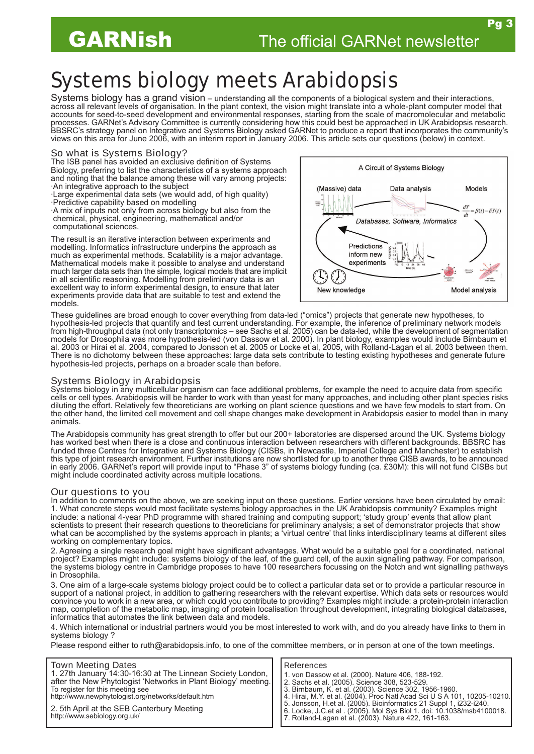# Systems biology meets Arabidopsis

Systems biology has a grand vision – understanding all the components of a biological system and their interactions, across all relevant levels of organisation. In the plant context, the vision might translate into a whole-plant computer model that accounts for seed-to-seed development and environmental responses, starting from the scale of macromolecular and metabolic processes. GARNet's Advisory Committee is currently considering how this could best be approached in UK Arabidopsis research. BBSRC's strategy panel on Integrative and Systems Biology asked GARNet to produce a report that incorporates the community's views on this area for June 2006, with an interim report in January 2006. This article sets our questions (below) in context.

## So what is Systems Biology?

The ISB panel has avoided an exclusive definition of Systems Biology, preferring to list the characteristics of a systems approach and noting that the balance among these will vary among projects:

- An integrative approach to the subject
- Large experimental data sets (we would add, of high quality)
- Predictive capability based on modelling
- A mix of inputs not only from across biology but also from the chemical, physical, engineering, mathematical and/or computational sciences.

The result is an iterative interaction between experiments and modelling. Informatics infrastructure underpins the approach as much as experimental methods. Scalability is a major advantage. Mathematical models make it possible to analyse and understand much larger data sets than the simple, logical models that are implicit in all scientific reasoning. Modelling from preliminary data is an excellent way to inform experimental design, to ensure that later experiments provide data that are suitable to test and extend the models.

A Circuit of Systems Biology

(Massive) data — Data analysis — Models: $\frac{dY}{dt} = \beta(t) - \delta Y(t)$

Databases, Software, Informatics

Predictions inform new experiments

New knowledge — Model analysis

These guidelines are broad enough to cover everything from data-led ("omics") projects that generate new hypotheses, to hypothesis-led projects that quantify and test current understanding. For example, the inference of preliminary network models from high-throughput data (not only transcriptomics – see Sachs et al. 2005) can be data-led, while the development of segmentation models for Drosophila was more hypothesis-led (von Dassow et al. 2000). In plant biology, examples would include Birnbaum et al. 2003 or Hirai et al. 2004, compared to Jonsson et al. 2005 or Locke et al, 2005, with Rolland-Lagan et al. 2003 between them. There is no dichotomy between these approaches: large data sets contribute to testing existing hypotheses and generate future hypothesis-led projects, perhaps on a broader scale than before.

## Systems Biology in Arabidopsis

Systems biology in any multicellular organism can face additional problems, for example the need to acquire data from specific cells or cell types. Arabidopsis will be harder to work with than yeast for many approaches, and including other plant species risks diluting the effort. Relatively few theoreticians are working on plant science questions and we have few models to start from. On the other hand, the limited cell movement and cell shape changes make development in Arabidopsis easier to model than in many animals.

The Arabidopsis community has great strength to offer but our 200+ laboratories are dispersed around the UK. Systems biology has worked best when there is a close and continuous interaction between researchers with different backgrounds. BBSRC has funded three Centres for Integrative and Systems Biology (CISBs, in Newcastle, Imperial College and Manchester) to establish this type of joint research environment. Further institutions are now shortlisted for up to another three CISB awards, to be announced in early 2006. GARNet's report will provide input to "Phase 3" of systems biology funding (ca. £30M): this will not fund CISBs but might include coordinated activity across multiple locations.

## Our questions to you

In addition to comments on the above, we are seeking input on these questions. Earlier versions have been circulated by email:

1. What concrete steps would most facilitate systems biology approaches in the UK Arabidopsis community? Examples might include: a national 4-year PhD programme with shared training and computing support; 'study group' events that allow plant scientists to present their research questions to theoreticians for preliminary analysis; a set of demonstrator projects that show what can be accomplished by the systems approach in plants; a 'virtual centre' that links interdisciplinary teams at different sites working on complementary topics.

2. Agreeing a single research goal might have significant advantages. What would be a suitable goal for a coordinated, national project? Examples might include: systems biology of the leaf, of the guard cell, of the auxin signalling pathway. For comparison, the systems biology centre in Cambridge proposes to have 100 researchers focussing on the Notch and wnt signalling pathways in Drosophila.

3. One aim of a large-scale systems biology project could be to collect a particular data set or to provide a particular resource in support of a national project, in addition to gathering researchers with the relevant expertise. Which data sets or resources would convince you to work in a new area, or which could you contribute to providing? Examples might include: a protein-protein interaction map, completion of the metabolic map, imaging of protein localisation throughout development, integrating biological databases, informatics that automates the link between data and models.

4. Which international or industrial partners would you be most interested to work with, and do you already have links to them in systems biology ?

Please respond either to ruth@arabidopsis.info, to one of the committee members, or in person at one of the town meetings.

### Town Meeting Dates

1. 27th January 14:30-16:30 at The Linnean Society London, after the New Phytologist 'Networks in Plant Biology' meeting.
To register for this meeting see
http://www.newphytologist.org/networks/default.htm

2. 5th April at the SEB Canterbury Meeting
http://www.sebiology.org.uk/

### References

1. von Dassow et al. (2000). Nature 406, 188-192.
2. Sachs et al. (2005). Science 308, 523-529.
3. Birnbaum, K. et al. (2003). Science 302, 1956-1960.
4. Hirai, M.Y. et al. (2004). Proc Natl Acad Sci U S A 101, 10205-10210.
5. Jonsson, H.et al. (2005). Bioinformatics 21 Suppl 1, i232-i240.
6. Locke, J.C.et al . (2005). Mol Sys Biol 1. doi: 10.1038/msb4100018.
7. Rolland-Lagan et al. (2003). Nature 422, 161-163.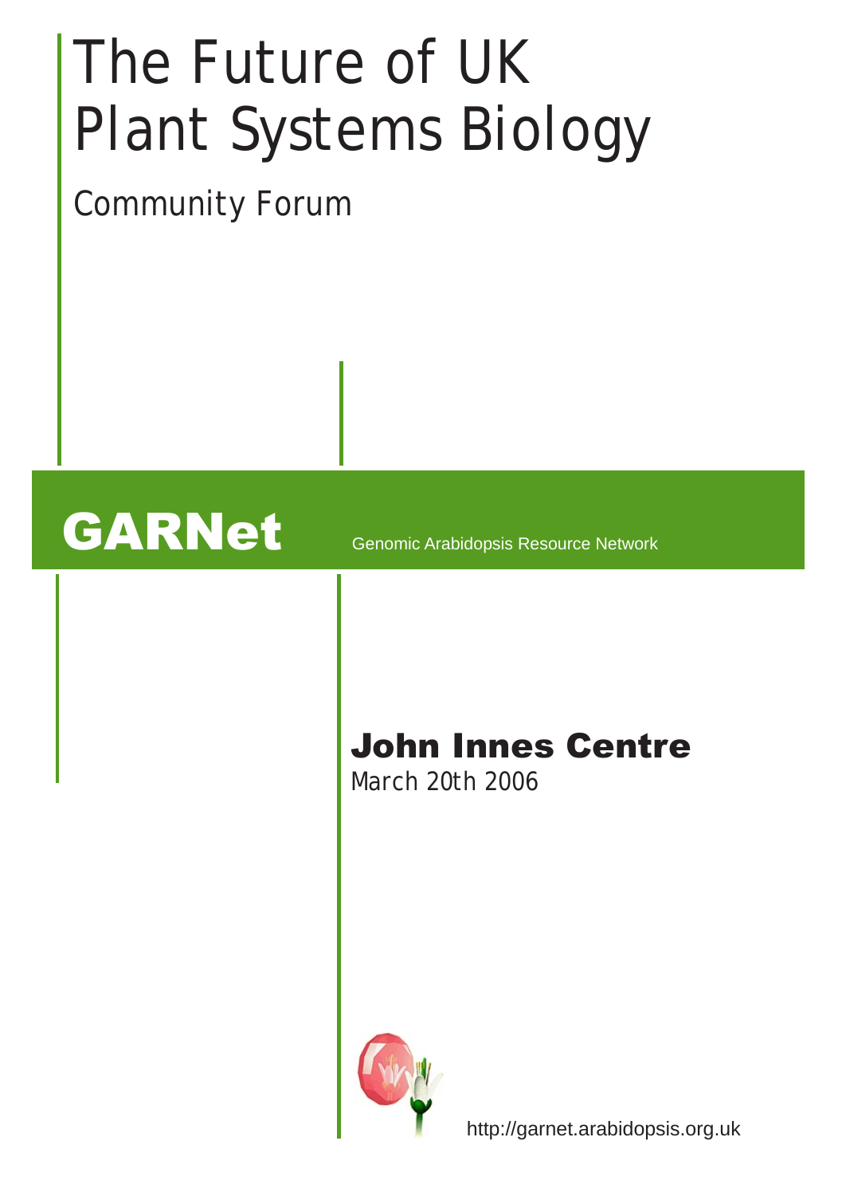# The Future of UK Plant Systems Biology

## Community Forum

**GARNet** Genomic Arabidopsis Resource Network

**John Innes Centre**

March 20th 2006

http://garnet.arabidopsis.org.uk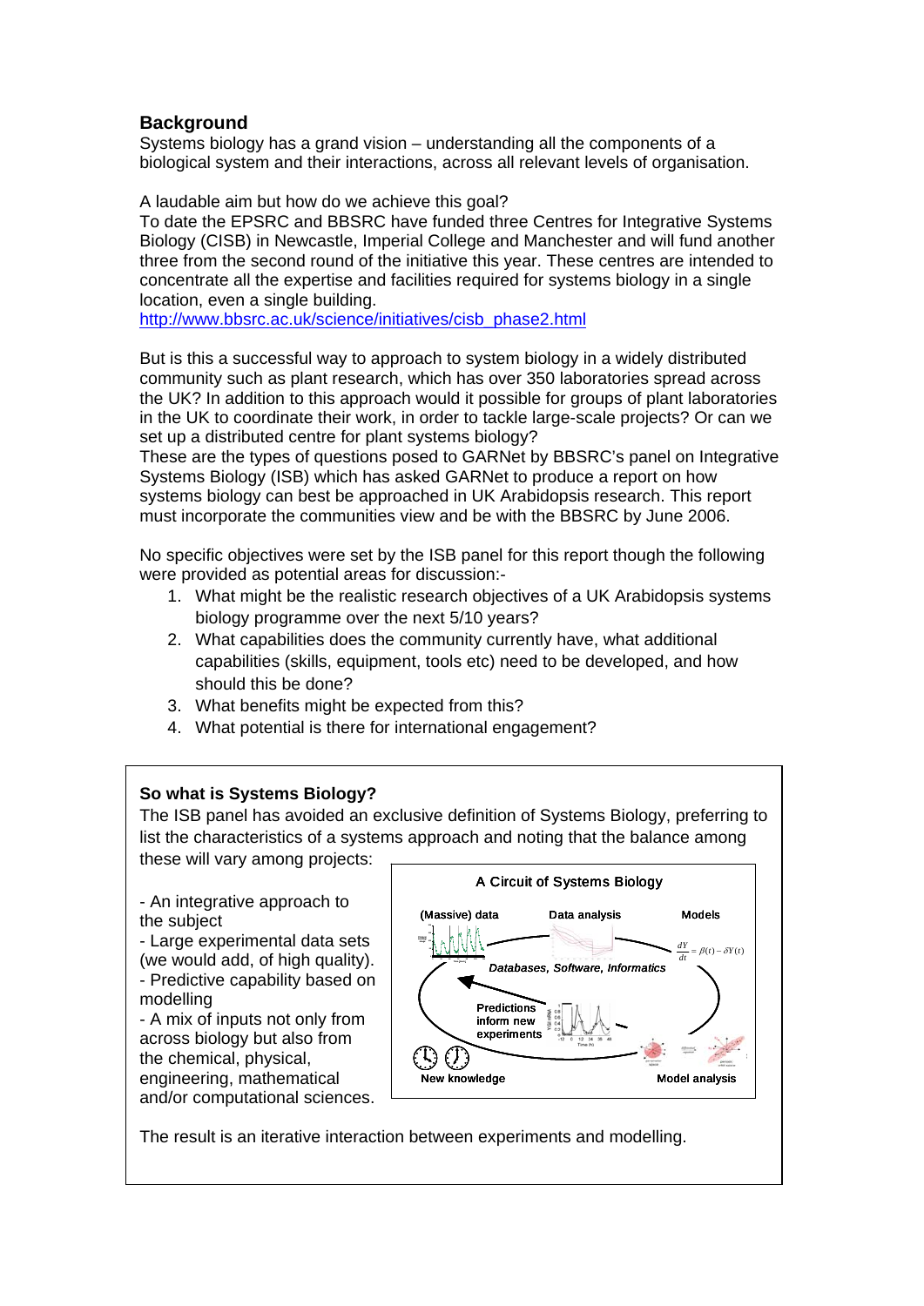## Background

Systems biology has a grand vision – understanding all the components of a biological system and their interactions, across all relevant levels of organisation.

A laudable aim but how do we achieve this goal?
To date the EPSRC and BBSRC have funded three Centres for Integrative Systems Biology (CISB) in Newcastle, Imperial College and Manchester and will fund another three from the second round of the initiative this year. These centres are intended to concentrate all the expertise and facilities required for systems biology in a single location, even a single building.
http://www.bbsrc.ac.uk/science/initiatives/cisb_phase2.html

But is this a successful way to approach to system biology in a widely distributed community such as plant research, which has over 350 laboratories spread across the UK? In addition to this approach would it possible for groups of plant laboratories in the UK to coordinate their work, in order to tackle large-scale projects? Or can we set up a distributed centre for plant systems biology?
These are the types of questions posed to GARNet by BBSRC's panel on Integrative Systems Biology (ISB) which has asked GARNet to produce a report on how systems biology can best be approached in UK Arabidopsis research. This report must incorporate the communities view and be with the BBSRC by June 2006.

No specific objectives were set by the ISB panel for this report though the following were provided as potential areas for discussion:-

1. What might be the realistic research objectives of a UK Arabidopsis systems biology programme over the next 5/10 years?
2. What capabilities does the community currently have, what additional capabilities (skills, equipment, tools etc) need to be developed, and how should this be done?
3. What benefits might be expected from this?
4. What potential is there for international engagement?

### So what is Systems Biology?

The ISB panel has avoided an exclusive definition of Systems Biology, preferring to list the characteristics of a systems approach and noting that the balance among these will vary among projects:

- An integrative approach to the subject
- Large experimental data sets (we would add, of high quality).
- Predictive capability based on modelling
- A mix of inputs not only from across biology but also from the chemical, physical, engineering, mathematical and/or computational sciences.

A Circuit of Systems Biology

(Massive) data → Data analysis → Models ($\frac{dY}{dt} = \beta(t) - \delta Y(t)$) → Model analysis → Predictions inform new experiments → New knowledge

*Databases, Software, Informatics*

The result is an iterative interaction between experiments and modelling.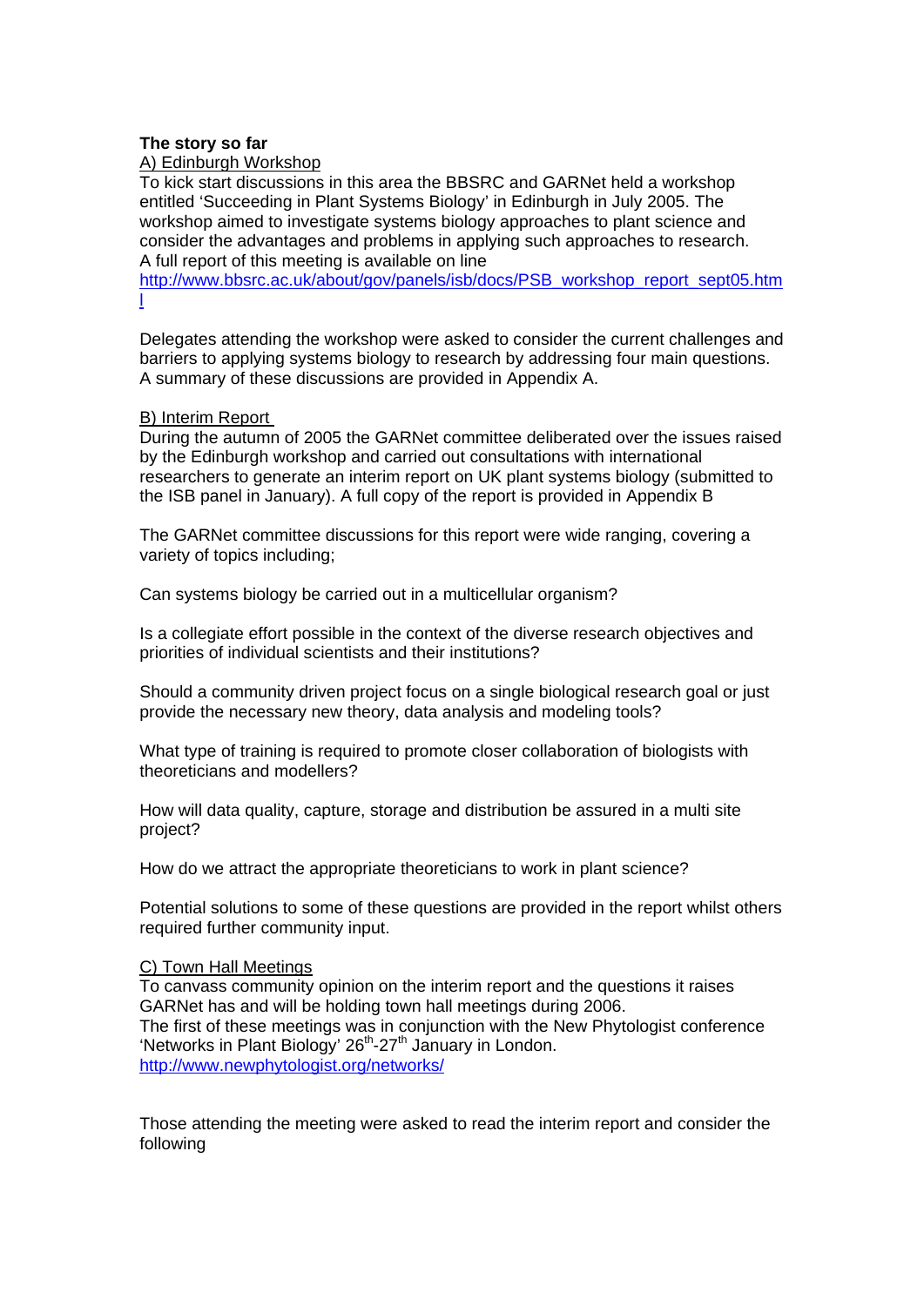**The story so far**

A) Edinburgh Workshop

To kick start discussions in this area the BBSRC and GARNet held a workshop entitled 'Succeeding in Plant Systems Biology' in Edinburgh in July 2005. The workshop aimed to investigate systems biology approaches to plant science and consider the advantages and problems in applying such approaches to research. A full report of this meeting is available on line http://www.bbsrc.ac.uk/about/gov/panels/isb/docs/PSB_workshop_report_sept05.html

Delegates attending the workshop were asked to consider the current challenges and barriers to applying systems biology to research by addressing four main questions. A summary of these discussions are provided in Appendix A.

B) Interim Report

During the autumn of 2005 the GARNet committee deliberated over the issues raised by the Edinburgh workshop and carried out consultations with international researchers to generate an interim report on UK plant systems biology (submitted to the ISB panel in January). A full copy of the report is provided in Appendix B

The GARNet committee discussions for this report were wide ranging, covering a variety of topics including;

Can systems biology be carried out in a multicellular organism?

Is a collegiate effort possible in the context of the diverse research objectives and priorities of individual scientists and their institutions?

Should a community driven project focus on a single biological research goal or just provide the necessary new theory, data analysis and modeling tools?

What type of training is required to promote closer collaboration of biologists with theoreticians and modellers?

How will data quality, capture, storage and distribution be assured in a multi site project?

How do we attract the appropriate theoreticians to work in plant science?

Potential solutions to some of these questions are provided in the report whilst others required further community input.

C) Town Hall Meetings

To canvass community opinion on the interim report and the questions it raises GARNet has and will be holding town hall meetings during 2006.
The first of these meetings was in conjunction with the New Phytologist conference 'Networks in Plant Biology' 26th-27th January in London.
http://www.newphytologist.org/networks/

Those attending the meeting were asked to read the interim report and consider the following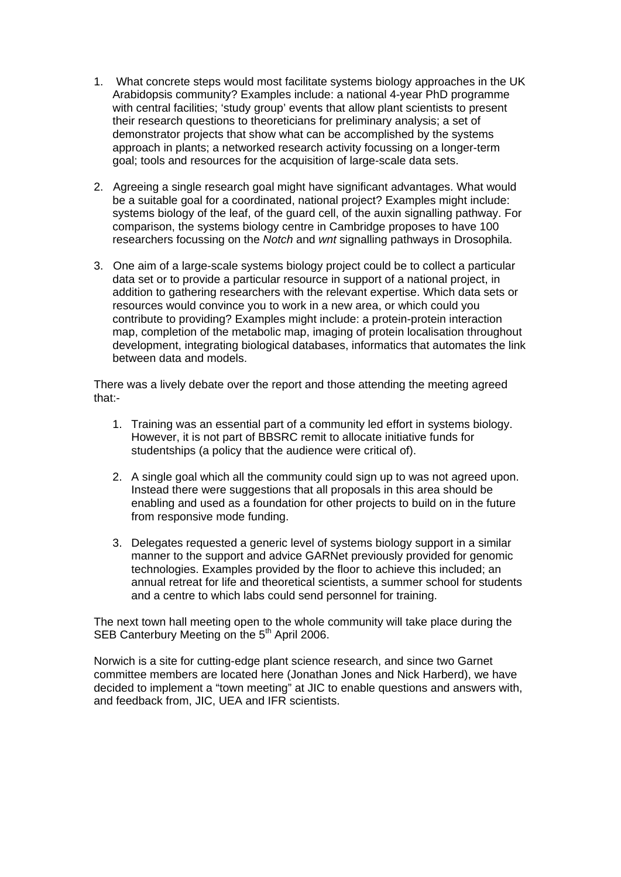1. What concrete steps would most facilitate systems biology approaches in the UK Arabidopsis community? Examples include: a national 4-year PhD programme with central facilities; 'study group' events that allow plant scientists to present their research questions to theoreticians for preliminary analysis; a set of demonstrator projects that show what can be accomplished by the systems approach in plants; a networked research activity focussing on a longer-term goal; tools and resources for the acquisition of large-scale data sets.

2. Agreeing a single research goal might have significant advantages. What would be a suitable goal for a coordinated, national project? Examples might include: systems biology of the leaf, of the guard cell, of the auxin signalling pathway. For comparison, the systems biology centre in Cambridge proposes to have 100 researchers focussing on the *Notch* and *wnt* signalling pathways in Drosophila.

3. One aim of a large-scale systems biology project could be to collect a particular data set or to provide a particular resource in support of a national project, in addition to gathering researchers with the relevant expertise. Which data sets or resources would convince you to work in a new area, or which could you contribute to providing? Examples might include: a protein-protein interaction map, completion of the metabolic map, imaging of protein localisation throughout development, integrating biological databases, informatics that automates the link between data and models.

There was a lively debate over the report and those attending the meeting agreed that:-

1. Training was an essential part of a community led effort in systems biology. However, it is not part of BBSRC remit to allocate initiative funds for studentships (a policy that the audience were critical of).

2. A single goal which all the community could sign up to was not agreed upon. Instead there were suggestions that all proposals in this area should be enabling and used as a foundation for other projects to build on in the future from responsive mode funding.

3. Delegates requested a generic level of systems biology support in a similar manner to the support and advice GARNet previously provided for genomic technologies. Examples provided by the floor to achieve this included; an annual retreat for life and theoretical scientists, a summer school for students and a centre to which labs could send personnel for training.

The next town hall meeting open to the whole community will take place during the SEB Canterbury Meeting on the 5th April 2006.

Norwich is a site for cutting-edge plant science research, and since two Garnet committee members are located here (Jonathan Jones and Nick Harberd), we have decided to implement a "town meeting" at JIC to enable questions and answers with, and feedback from, JIC, UEA and IFR scientists.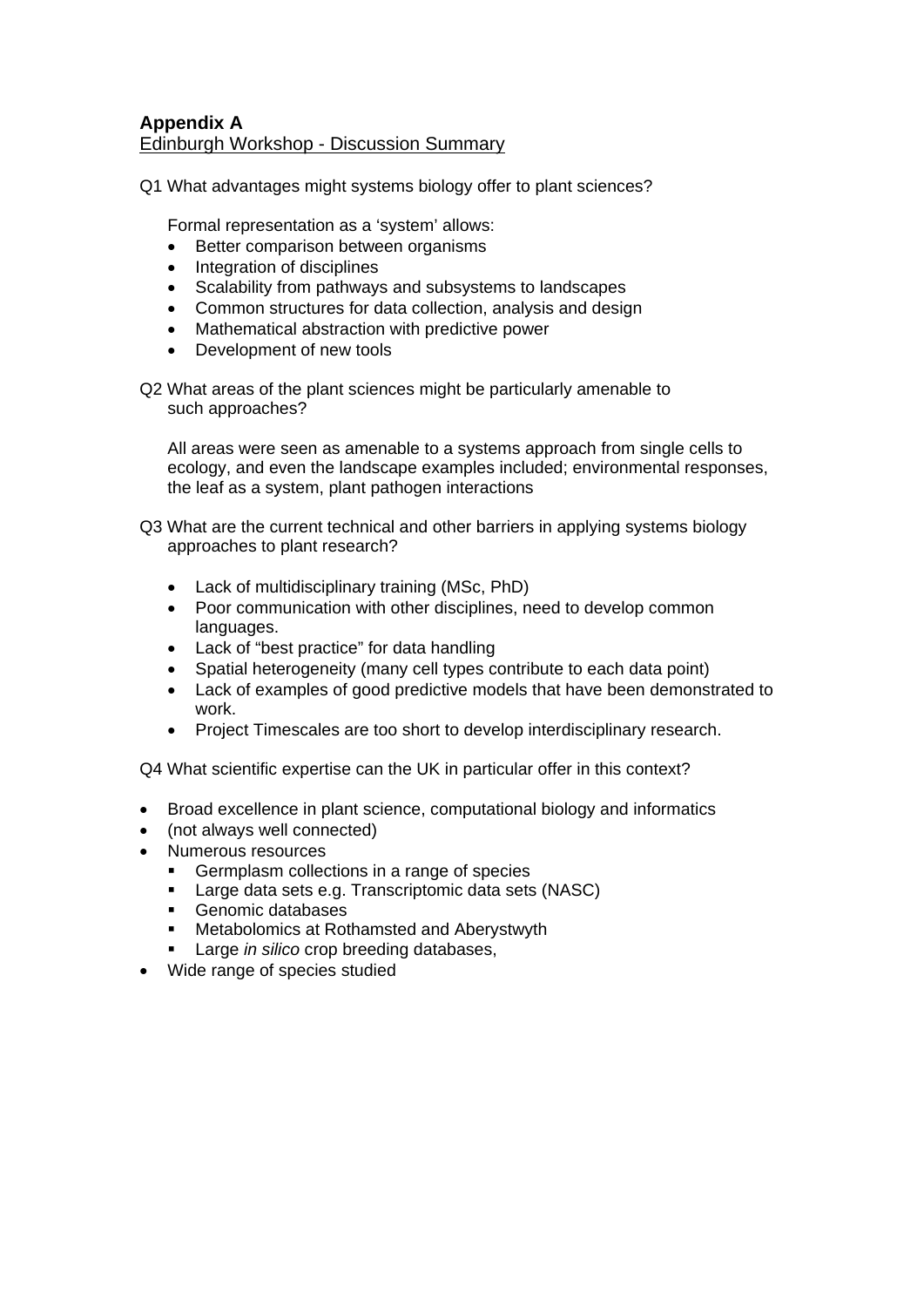**Appendix A**
Edinburgh Workshop - Discussion Summary

Q1 What advantages might systems biology offer to plant sciences?

Formal representation as a 'system' allows:

- Better comparison between organisms
- Integration of disciplines
- Scalability from pathways and subsystems to landscapes
- Common structures for data collection, analysis and design
- Mathematical abstraction with predictive power
- Development of new tools

Q2 What areas of the plant sciences might be particularly amenable to such approaches?

All areas were seen as amenable to a systems approach from single cells to ecology, and even the landscape examples included; environmental responses, the leaf as a system, plant pathogen interactions

Q3 What are the current technical and other barriers in applying systems biology approaches to plant research?

- Lack of multidisciplinary training (MSc, PhD)
- Poor communication with other disciplines, need to develop common languages.
- Lack of "best practice" for data handling
- Spatial heterogeneity (many cell types contribute to each data point)
- Lack of examples of good predictive models that have been demonstrated to work.
- Project Timescales are too short to develop interdisciplinary research.

Q4 What scientific expertise can the UK in particular offer in this context?

- Broad excellence in plant science, computational biology and informatics
- (not always well connected)
- Numerous resources
  - Germplasm collections in a range of species
  - Large data sets e.g. Transcriptomic data sets (NASC)
  - Genomic databases
  - Metabolomics at Rothamsted and Aberystwyth
  - Large *in silico* crop breeding databases,
- Wide range of species studied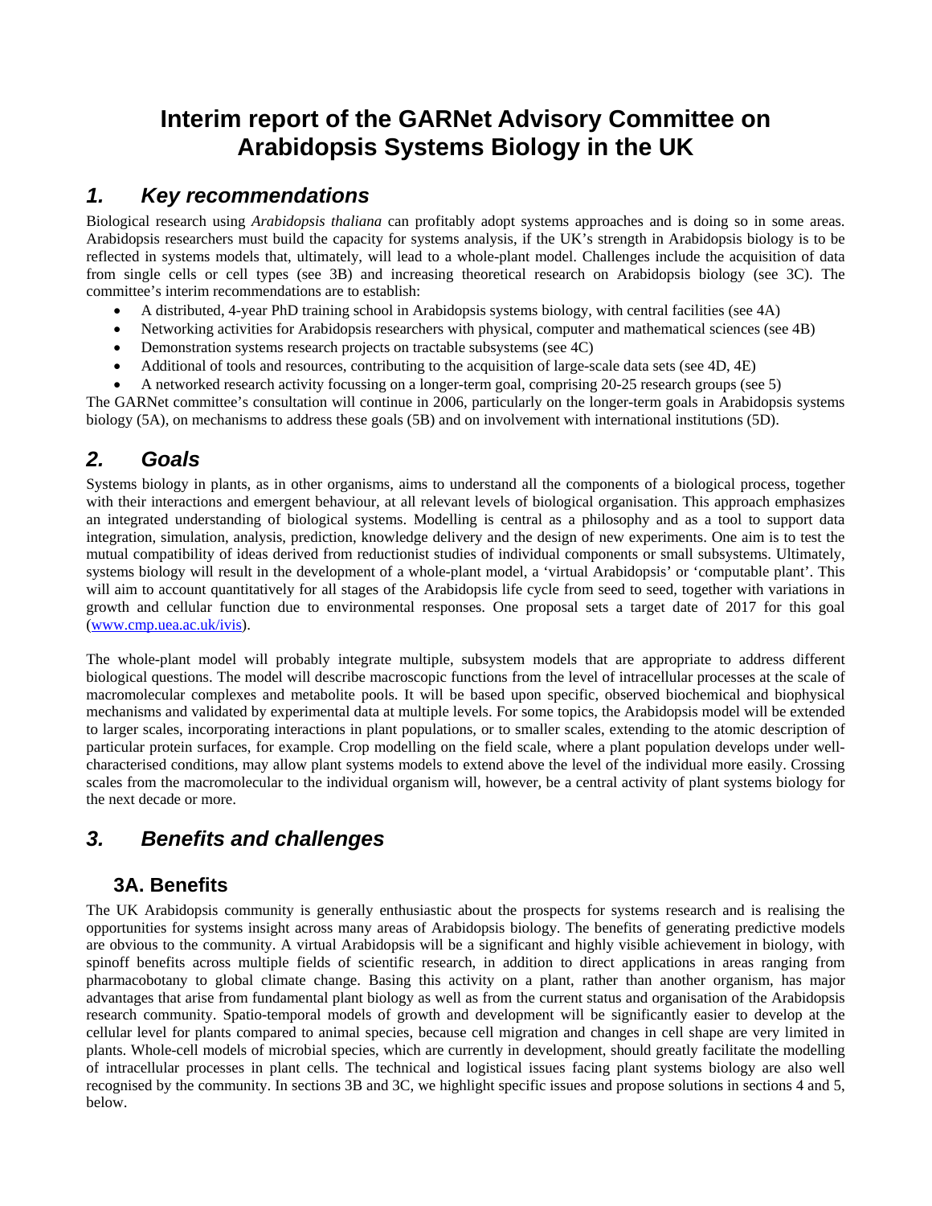# Interim report of the GARNet Advisory Committee on Arabidopsis Systems Biology in the UK

## *1. Key recommendations*

Biological research using *Arabidopsis thaliana* can profitably adopt systems approaches and is doing so in some areas. Arabidopsis researchers must build the capacity for systems analysis, if the UK's strength in Arabidopsis biology is to be reflected in systems models that, ultimately, will lead to a whole-plant model. Challenges include the acquisition of data from single cells or cell types (see 3B) and increasing theoretical research on Arabidopsis biology (see 3C). The committee's interim recommendations are to establish:

- A distributed, 4-year PhD training school in Arabidopsis systems biology, with central facilities (see 4A)
- Networking activities for Arabidopsis researchers with physical, computer and mathematical sciences (see 4B)
- Demonstration systems research projects on tractable subsystems (see 4C)
- Additional of tools and resources, contributing to the acquisition of large-scale data sets (see 4D, 4E)
- A networked research activity focussing on a longer-term goal, comprising 20-25 research groups (see 5)

The GARNet committee's consultation will continue in 2006, particularly on the longer-term goals in Arabidopsis systems biology (5A), on mechanisms to address these goals (5B) and on involvement with international institutions (5D).

## *2. Goals*

Systems biology in plants, as in other organisms, aims to understand all the components of a biological process, together with their interactions and emergent behaviour, at all relevant levels of biological organisation. This approach emphasizes an integrated understanding of biological systems. Modelling is central as a philosophy and as a tool to support data integration, simulation, analysis, prediction, knowledge delivery and the design of new experiments. One aim is to test the mutual compatibility of ideas derived from reductionist studies of individual components or small subsystems. Ultimately, systems biology will result in the development of a whole-plant model, a 'virtual Arabidopsis' or 'computable plant'. This will aim to account quantitatively for all stages of the Arabidopsis life cycle from seed to seed, together with variations in growth and cellular function due to environmental responses. One proposal sets a target date of 2017 for this goal (www.cmp.uea.ac.uk/ivis).

The whole-plant model will probably integrate multiple, subsystem models that are appropriate to address different biological questions. The model will describe macroscopic functions from the level of intracellular processes at the scale of macromolecular complexes and metabolite pools. It will be based upon specific, observed biochemical and biophysical mechanisms and validated by experimental data at multiple levels. For some topics, the Arabidopsis model will be extended to larger scales, incorporating interactions in plant populations, or to smaller scales, extending to the atomic description of particular protein surfaces, for example. Crop modelling on the field scale, where a plant population develops under well-characterised conditions, may allow plant systems models to extend above the level of the individual more easily. Crossing scales from the macromolecular to the individual organism will, however, be a central activity of plant systems biology for the next decade or more.

## *3. Benefits and challenges*

### 3A. Benefits

The UK Arabidopsis community is generally enthusiastic about the prospects for systems research and is realising the opportunities for systems insight across many areas of Arabidopsis biology. The benefits of generating predictive models are obvious to the community. A virtual Arabidopsis will be a significant and highly visible achievement in biology, with spinoff benefits across multiple fields of scientific research, in addition to direct applications in areas ranging from pharmacobotany to global climate change. Basing this activity on a plant, rather than another organism, has major advantages that arise from fundamental plant biology as well as from the current status and organisation of the Arabidopsis research community. Spatio-temporal models of growth and development will be significantly easier to develop at the cellular level for plants compared to animal species, because cell migration and changes in cell shape are very limited in plants. Whole-cell models of microbial species, which are currently in development, should greatly facilitate the modelling of intracellular processes in plant cells. The technical and logistical issues facing plant systems biology are also well recognised by the community. In sections 3B and 3C, we highlight specific issues and propose solutions in sections 4 and 5, below.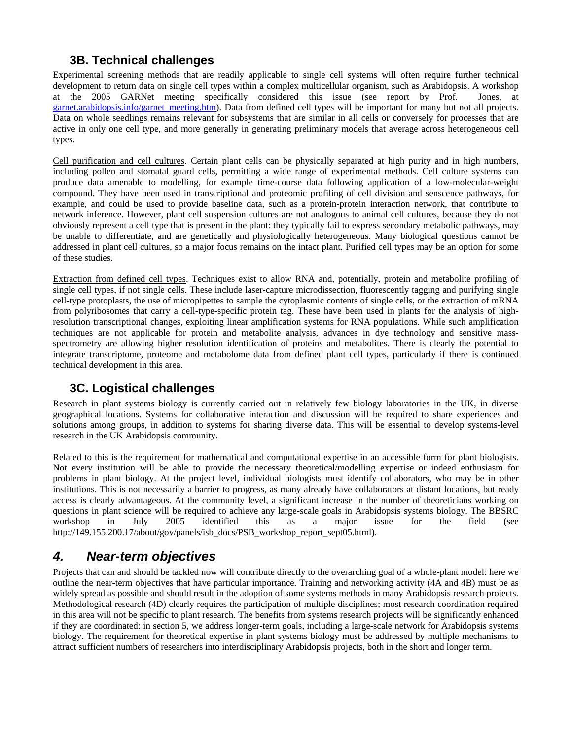### 3B. Technical challenges

Experimental screening methods that are readily applicable to single cell systems will often require further technical development to return data on single cell types within a complex multicellular organism, such as Arabidopsis. A workshop at the 2005 GARNet meeting specifically considered this issue (see report by Prof. Jones, at garnet.arabidopsis.info/garnet_meeting.htm). Data from defined cell types will be important for many but not all projects. Data on whole seedlings remains relevant for subsystems that are similar in all cells or conversely for processes that are active in only one cell type, and more generally in generating preliminary models that average across heterogeneous cell types.

Cell purification and cell cultures. Certain plant cells can be physically separated at high purity and in high numbers, including pollen and stomatal guard cells, permitting a wide range of experimental methods. Cell culture systems can produce data amenable to modelling, for example time-course data following application of a low-molecular-weight compound. They have been used in transcriptional and proteomic profiling of cell division and senscence pathways, for example, and could be used to provide baseline data, such as a protein-protein interaction network, that contribute to network inference. However, plant cell suspension cultures are not analogous to animal cell cultures, because they do not obviously represent a cell type that is present in the plant: they typically fail to express secondary metabolic pathways, may be unable to differentiate, and are genetically and physiologically heterogeneous. Many biological questions cannot be addressed in plant cell cultures, so a major focus remains on the intact plant. Purified cell types may be an option for some of these studies.

Extraction from defined cell types. Techniques exist to allow RNA and, potentially, protein and metabolite profiling of single cell types, if not single cells. These include laser-capture microdissection, fluorescently tagging and purifying single cell-type protoplasts, the use of micropipettes to sample the cytoplasmic contents of single cells, or the extraction of mRNA from polyribosomes that carry a cell-type-specific protein tag. These have been used in plants for the analysis of high-resolution transcriptional changes, exploiting linear amplification systems for RNA populations. While such amplification techniques are not applicable for protein and metabolite analysis, advances in dye technology and sensitive mass-spectrometry are allowing higher resolution identification of proteins and metabolites. There is clearly the potential to integrate transcriptome, proteome and metabolome data from defined plant cell types, particularly if there is continued technical development in this area.

### 3C. Logistical challenges

Research in plant systems biology is currently carried out in relatively few biology laboratories in the UK, in diverse geographical locations. Systems for collaborative interaction and discussion will be required to share experiences and solutions among groups, in addition to systems for sharing diverse data. This will be essential to develop systems-level research in the UK Arabidopsis community.

Related to this is the requirement for mathematical and computational expertise in an accessible form for plant biologists. Not every institution will be able to provide the necessary theoretical/modelling expertise or indeed enthusiasm for problems in plant biology. At the project level, individual biologists must identify collaborators, who may be in other institutions. This is not necessarily a barrier to progress, as many already have collaborators at distant locations, but ready access is clearly advantageous. At the community level, a significant increase in the number of theoreticians working on questions in plant science will be required to achieve any large-scale goals in Arabidopsis systems biology. The BBSRC workshop in July 2005 identified this as a major issue for the field (see http://149.155.200.17/about/gov/panels/isb_docs/PSB_workshop_report_sept05.html).

## *4. Near-term objectives*

Projects that can and should be tackled now will contribute directly to the overarching goal of a whole-plant model: here we outline the near-term objectives that have particular importance. Training and networking activity (4A and 4B) must be as widely spread as possible and should result in the adoption of some systems methods in many Arabidopsis research projects. Methodological research (4D) clearly requires the participation of multiple disciplines; most research coordination required in this area will not be specific to plant research. The benefits from systems research projects will be significantly enhanced if they are coordinated: in section 5, we address longer-term goals, including a large-scale network for Arabidopsis systems biology. The requirement for theoretical expertise in plant systems biology must be addressed by multiple mechanisms to attract sufficient numbers of researchers into interdisciplinary Arabidopsis projects, both in the short and longer term.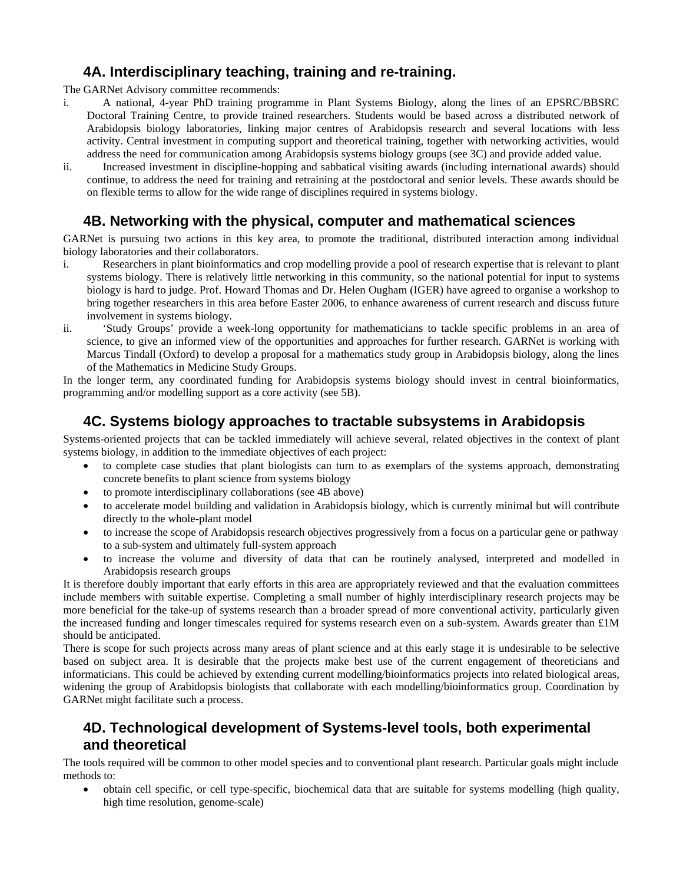## 4A. Interdisciplinary teaching, training and re-training.

The GARNet Advisory committee recommends:

i. A national, 4-year PhD training programme in Plant Systems Biology, along the lines of an EPSRC/BBSRC Doctoral Training Centre, to provide trained researchers. Students would be based across a distributed network of Arabidopsis biology laboratories, linking major centres of Arabidopsis research and several locations with less activity. Central investment in computing support and theoretical training, together with networking activities, would address the need for communication among Arabidopsis systems biology groups (see 3C) and provide added value.

ii. Increased investment in discipline-hopping and sabbatical visiting awards (including international awards) should continue, to address the need for training and retraining at the postdoctoral and senior levels. These awards should be on flexible terms to allow for the wide range of disciplines required in systems biology.

## 4B. Networking with the physical, computer and mathematical sciences

GARNet is pursuing two actions in this key area, to promote the traditional, distributed interaction among individual biology laboratories and their collaborators.

i. Researchers in plant bioinformatics and crop modelling provide a pool of research expertise that is relevant to plant systems biology. There is relatively little networking in this community, so the national potential for input to systems biology is hard to judge. Prof. Howard Thomas and Dr. Helen Ougham (IGER) have agreed to organise a workshop to bring together researchers in this area before Easter 2006, to enhance awareness of current research and discuss future involvement in systems biology.

ii. 'Study Groups' provide a week-long opportunity for mathematicians to tackle specific problems in an area of science, to give an informed view of the opportunities and approaches for further research. GARNet is working with Marcus Tindall (Oxford) to develop a proposal for a mathematics study group in Arabidopsis biology, along the lines of the Mathematics in Medicine Study Groups.

In the longer term, any coordinated funding for Arabidopsis systems biology should invest in central bioinformatics, programming and/or modelling support as a core activity (see 5B).

## 4C. Systems biology approaches to tractable subsystems in Arabidopsis

Systems-oriented projects that can be tackled immediately will achieve several, related objectives in the context of plant systems biology, in addition to the immediate objectives of each project:

- to complete case studies that plant biologists can turn to as exemplars of the systems approach, demonstrating concrete benefits to plant science from systems biology
- to promote interdisciplinary collaborations (see 4B above)
- to accelerate model building and validation in Arabidopsis biology, which is currently minimal but will contribute directly to the whole-plant model
- to increase the scope of Arabidopsis research objectives progressively from a focus on a particular gene or pathway to a sub-system and ultimately full-system approach
- to increase the volume and diversity of data that can be routinely analysed, interpreted and modelled in Arabidopsis research groups

It is therefore doubly important that early efforts in this area are appropriately reviewed and that the evaluation committees include members with suitable expertise. Completing a small number of highly interdisciplinary research projects may be more beneficial for the take-up of systems research than a broader spread of more conventional activity, particularly given the increased funding and longer timescales required for systems research even on a sub-system. Awards greater than £1M should be anticipated.

There is scope for such projects across many areas of plant science and at this early stage it is undesirable to be selective based on subject area. It is desirable that the projects make best use of the current engagement of theoreticians and informaticians. This could be achieved by extending current modelling/bioinformatics projects into related biological areas, widening the group of Arabidopsis biologists that collaborate with each modelling/bioinformatics group. Coordination by GARNet might facilitate such a process.

## 4D. Technological development of Systems-level tools, both experimental and theoretical

The tools required will be common to other model species and to conventional plant research. Particular goals might include methods to:

- obtain cell specific, or cell type-specific, biochemical data that are suitable for systems modelling (high quality, high time resolution, genome-scale)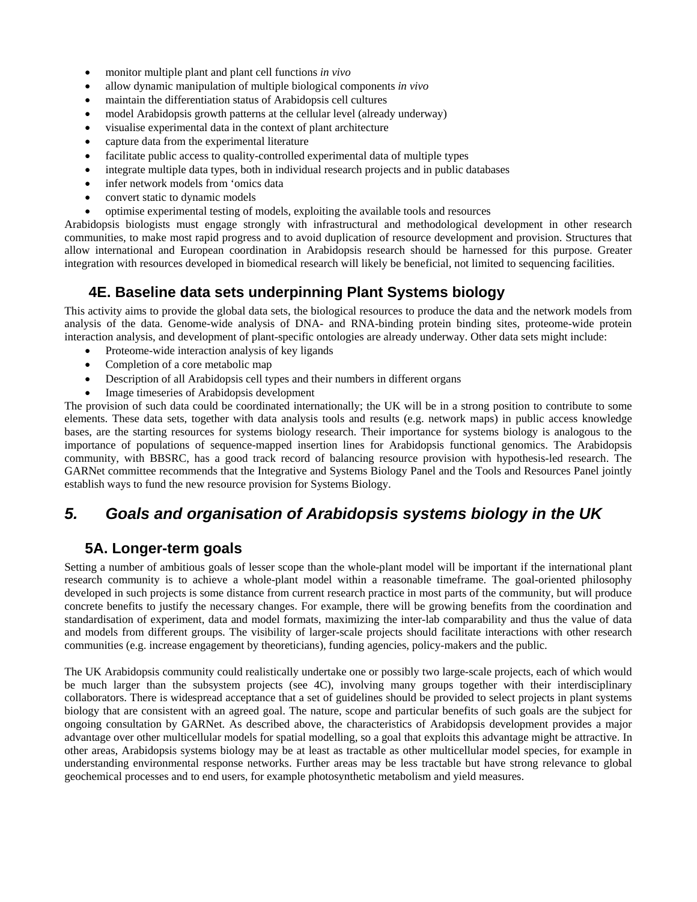- monitor multiple plant and plant cell functions *in vivo*
- allow dynamic manipulation of multiple biological components *in vivo*
- maintain the differentiation status of Arabidopsis cell cultures
- model Arabidopsis growth patterns at the cellular level (already underway)
- visualise experimental data in the context of plant architecture
- capture data from the experimental literature
- facilitate public access to quality-controlled experimental data of multiple types
- integrate multiple data types, both in individual research projects and in public databases
- infer network models from 'omics data
- convert static to dynamic models
- optimise experimental testing of models, exploiting the available tools and resources

Arabidopsis biologists must engage strongly with infrastructural and methodological development in other research communities, to make most rapid progress and to avoid duplication of resource development and provision. Structures that allow international and European coordination in Arabidopsis research should be harnessed for this purpose. Greater integration with resources developed in biomedical research will likely be beneficial, not limited to sequencing facilities.

### 4E. Baseline data sets underpinning Plant Systems biology

This activity aims to provide the global data sets, the biological resources to produce the data and the network models from analysis of the data. Genome-wide analysis of DNA- and RNA-binding protein binding sites, proteome-wide protein interaction analysis, and development of plant-specific ontologies are already underway. Other data sets might include:

- Proteome-wide interaction analysis of key ligands
- Completion of a core metabolic map
- Description of all Arabidopsis cell types and their numbers in different organs
- Image timeseries of Arabidopsis development

The provision of such data could be coordinated internationally; the UK will be in a strong position to contribute to some elements. These data sets, together with data analysis tools and results (e.g. network maps) in public access knowledge bases, are the starting resources for systems biology research. Their importance for systems biology is analogous to the importance of populations of sequence-mapped insertion lines for Arabidopsis functional genomics. The Arabidopsis community, with BBSRC, has a good track record of balancing resource provision with hypothesis-led research. The GARNet committee recommends that the Integrative and Systems Biology Panel and the Tools and Resources Panel jointly establish ways to fund the new resource provision for Systems Biology.

## *5. Goals and organisation of Arabidopsis systems biology in the UK*

### 5A. Longer-term goals

Setting a number of ambitious goals of lesser scope than the whole-plant model will be important if the international plant research community is to achieve a whole-plant model within a reasonable timeframe. The goal-oriented philosophy developed in such projects is some distance from current research practice in most parts of the community, but will produce concrete benefits to justify the necessary changes. For example, there will be growing benefits from the coordination and standardisation of experiment, data and model formats, maximizing the inter-lab comparability and thus the value of data and models from different groups. The visibility of larger-scale projects should facilitate interactions with other research communities (e.g. increase engagement by theoreticians), funding agencies, policy-makers and the public.

The UK Arabidopsis community could realistically undertake one or possibly two large-scale projects, each of which would be much larger than the subsystem projects (see 4C), involving many groups together with their interdisciplinary collaborators. There is widespread acceptance that a set of guidelines should be provided to select projects in plant systems biology that are consistent with an agreed goal. The nature, scope and particular benefits of such goals are the subject for ongoing consultation by GARNet. As described above, the characteristics of Arabidopsis development provides a major advantage over other multicellular models for spatial modelling, so a goal that exploits this advantage might be attractive. In other areas, Arabidopsis systems biology may be at least as tractable as other multicellular model species, for example in understanding environmental response networks. Further areas may be less tractable but have strong relevance to global geochemical processes and to end users, for example photosynthetic metabolism and yield measures.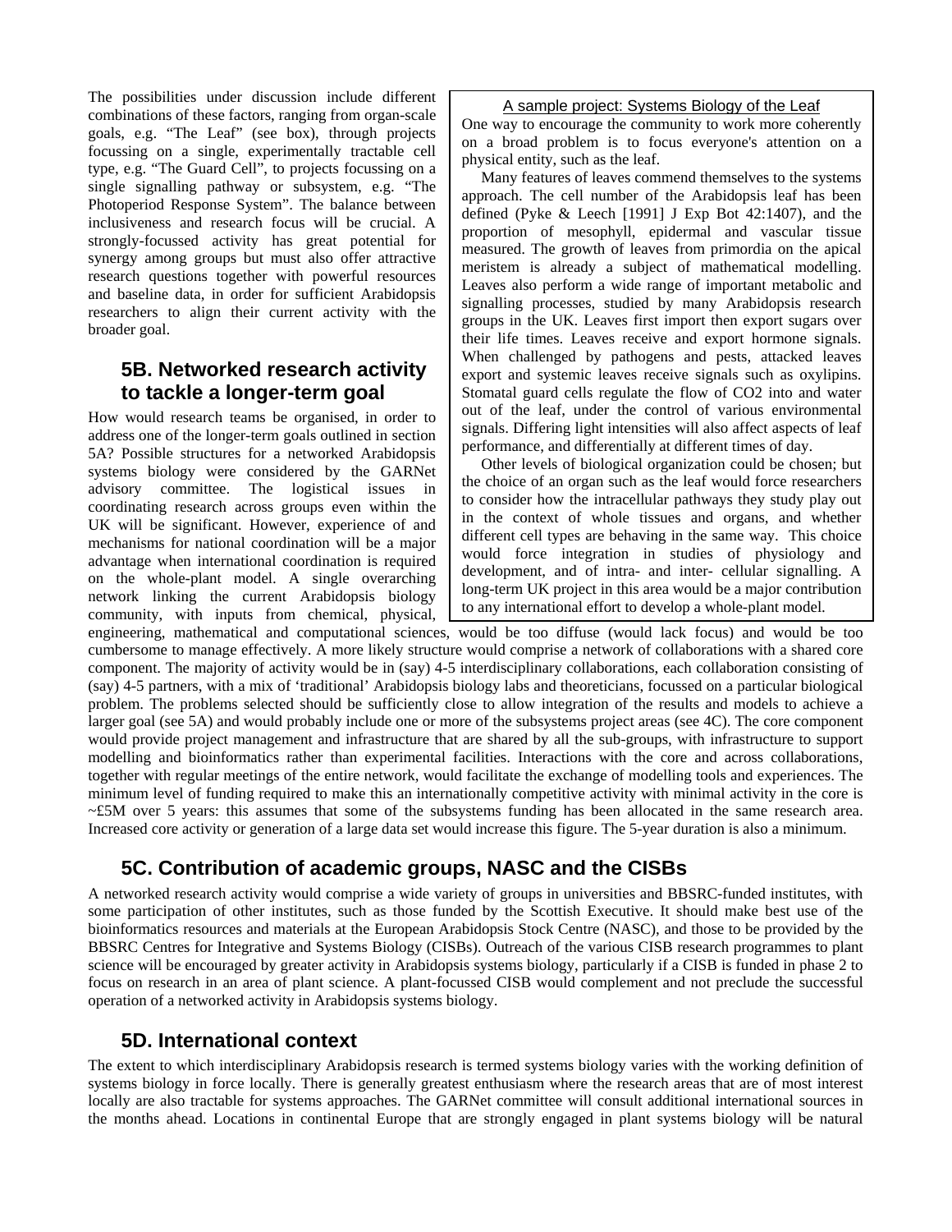The possibilities under discussion include different combinations of these factors, ranging from organ-scale goals, e.g. "The Leaf" (see box), through projects focussing on a single, experimentally tractable cell type, e.g. "The Guard Cell", to projects focussing on a single signalling pathway or subsystem, e.g. "The Photoperiod Response System". The balance between inclusiveness and research focus will be crucial. A strongly-focussed activity has great potential for synergy among groups but must also offer attractive research questions together with powerful resources and baseline data, in order for sufficient Arabidopsis researchers to align their current activity with the broader goal.

> **A sample project: Systems Biology of the Leaf**
>
> One way to encourage the community to work more coherently on a broad problem is to focus everyone's attention on a physical entity, such as the leaf.
>
> Many features of leaves commend themselves to the systems approach. The cell number of the Arabidopsis leaf has been defined (Pyke & Leech [1991] J Exp Bot 42:1407), and the proportion of mesophyll, epidermal and vascular tissue measured. The growth of leaves from primordia on the apical meristem is already a subject of mathematical modelling. Leaves also perform a wide range of important metabolic and signalling processes, studied by many Arabidopsis research groups in the UK. Leaves first import then export sugars over their life times. Leaves receive and export hormone signals. When challenged by pathogens and pests, attacked leaves export and systemic leaves receive signals such as oxylipins. Stomatal guard cells regulate the flow of $CO_2$ into and water out of the leaf, under the control of various environmental signals. Differing light intensities will also affect aspects of leaf performance, and differentially at different times of day.
>
> Other levels of biological organization could be chosen; but the choice of an organ such as the leaf would force researchers to consider how the intracellular pathways they study play out in the context of whole tissues and organs, and whether different cell types are behaving in the same way. This choice would force integration in studies of physiology and development, and of intra- and inter- cellular signalling. A long-term UK project in this area would be a major contribution to any international effort to develop a whole-plant model.

## 5B. Networked research activity to tackle a longer-term goal

How would research teams be organised, in order to address one of the longer-term goals outlined in section 5A? Possible structures for a networked Arabidopsis systems biology were considered by the GARNet advisory committee. The logistical issues in coordinating research across groups even within the UK will be significant. However, experience of and mechanisms for national coordination will be a major advantage when international coordination is required on the whole-plant model. A single overarching network linking the current Arabidopsis biology community, with inputs from chemical, physical, engineering, mathematical and computational sciences, would be too diffuse (would lack focus) and would be too cumbersome to manage effectively. A more likely structure would comprise a network of collaborations with a shared core component. The majority of activity would be in (say) 4-5 interdisciplinary collaborations, each collaboration consisting of (say) 4-5 partners, with a mix of 'traditional' Arabidopsis biology labs and theoreticians, focussed on a particular biological problem. The problems selected should be sufficiently close to allow integration of the results and models to achieve a larger goal (see 5A) and would probably include one or more of the subsystems project areas (see 4C). The core component would provide project management and infrastructure that are shared by all the sub-groups, with infrastructure to support modelling and bioinformatics rather than experimental facilities. Interactions with the core and across collaborations, together with regular meetings of the entire network, would facilitate the exchange of modelling tools and experiences. The minimum level of funding required to make this an internationally competitive activity with minimal activity in the core is ~£5M over 5 years: this assumes that some of the subsystems funding has been allocated in the same research area. Increased core activity or generation of a large data set would increase this figure. The 5-year duration is also a minimum.

## 5C. Contribution of academic groups, NASC and the CISBs

A networked research activity would comprise a wide variety of groups in universities and BBSRC-funded institutes, with some participation of other institutes, such as those funded by the Scottish Executive. It should make best use of the bioinformatics resources and materials at the European Arabidopsis Stock Centre (NASC), and those to be provided by the BBSRC Centres for Integrative and Systems Biology (CISBs). Outreach of the various CISB research programmes to plant science will be encouraged by greater activity in Arabidopsis systems biology, particularly if a CISB is funded in phase 2 to focus on research in an area of plant science. A plant-focussed CISB would complement and not preclude the successful operation of a networked activity in Arabidopsis systems biology.

## 5D. International context

The extent to which interdisciplinary Arabidopsis research is termed systems biology varies with the working definition of systems biology in force locally. There is generally greatest enthusiasm where the research areas that are of most interest locally are also tractable for systems approaches. The GARNet committee will consult additional international sources in the months ahead. Locations in continental Europe that are strongly engaged in plant systems biology will be natural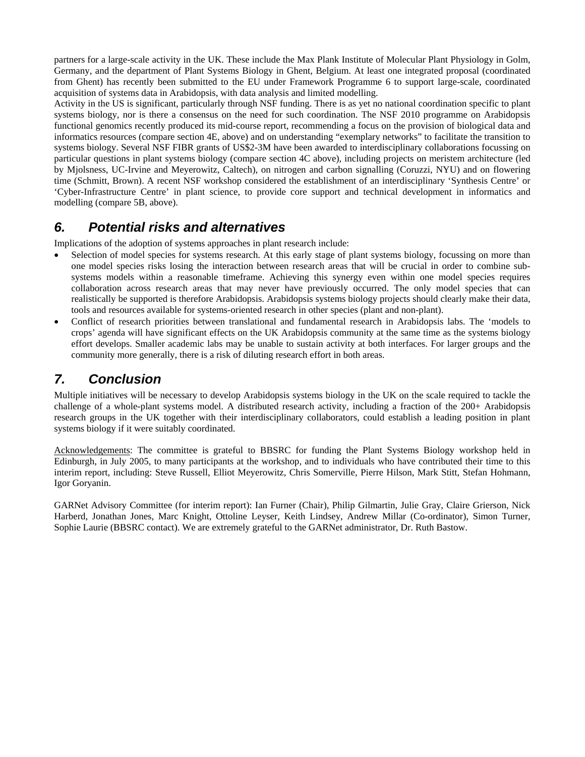partners for a large-scale activity in the UK. These include the Max Plank Institute of Molecular Plant Physiology in Golm, Germany, and the department of Plant Systems Biology in Ghent, Belgium. At least one integrated proposal (coordinated from Ghent) has recently been submitted to the EU under Framework Programme 6 to support large-scale, coordinated acquisition of systems data in Arabidopsis, with data analysis and limited modelling.

Activity in the US is significant, particularly through NSF funding. There is as yet no national coordination specific to plant systems biology, nor is there a consensus on the need for such coordination. The NSF 2010 programme on Arabidopsis functional genomics recently produced its mid-course report, recommending a focus on the provision of biological data and informatics resources (compare section 4E, above) and on understanding "exemplary networks" to facilitate the transition to systems biology. Several NSF FIBR grants of US$2-3M have been awarded to interdisciplinary collaborations focussing on particular questions in plant systems biology (compare section 4C above), including projects on meristem architecture (led by Mjolsness, UC-Irvine and Meyerowitz, Caltech), on nitrogen and carbon signalling (Coruzzi, NYU) and on flowering time (Schmitt, Brown). A recent NSF workshop considered the establishment of an interdisciplinary 'Synthesis Centre' or 'Cyber-Infrastructure Centre' in plant science, to provide core support and technical development in informatics and modelling (compare 5B, above).

## 6. Potential risks and alternatives

Implications of the adoption of systems approaches in plant research include:

- Selection of model species for systems research. At this early stage of plant systems biology, focussing on more than one model species risks losing the interaction between research areas that will be crucial in order to combine sub-systems models within a reasonable timeframe. Achieving this synergy even within one model species requires collaboration across research areas that may never have previously occurred. The only model species that can realistically be supported is therefore Arabidopsis. Arabidopsis systems biology projects should clearly make their data, tools and resources available for systems-oriented research in other species (plant and non-plant).
- Conflict of research priorities between translational and fundamental research in Arabidopsis labs. The 'models to crops' agenda will have significant effects on the UK Arabidopsis community at the same time as the systems biology effort develops. Smaller academic labs may be unable to sustain activity at both interfaces. For larger groups and the community more generally, there is a risk of diluting research effort in both areas.

## 7. Conclusion

Multiple initiatives will be necessary to develop Arabidopsis systems biology in the UK on the scale required to tackle the challenge of a whole-plant systems model. A distributed research activity, including a fraction of the 200+ Arabidopsis research groups in the UK together with their interdisciplinary collaborators, could establish a leading position in plant systems biology if it were suitably coordinated.

Acknowledgements: The committee is grateful to BBSRC for funding the Plant Systems Biology workshop held in Edinburgh, in July 2005, to many participants at the workshop, and to individuals who have contributed their time to this interim report, including: Steve Russell, Elliot Meyerowitz, Chris Somerville, Pierre Hilson, Mark Stitt, Stefan Hohmann, Igor Goryanin.

GARNet Advisory Committee (for interim report): Ian Furner (Chair), Philip Gilmartin, Julie Gray, Claire Grierson, Nick Harberd, Jonathan Jones, Marc Knight, Ottoline Leyser, Keith Lindsey, Andrew Millar (Co-ordinator), Simon Turner, Sophie Laurie (BBSRC contact). We are extremely grateful to the GARNet administrator, Dr. Ruth Bastow.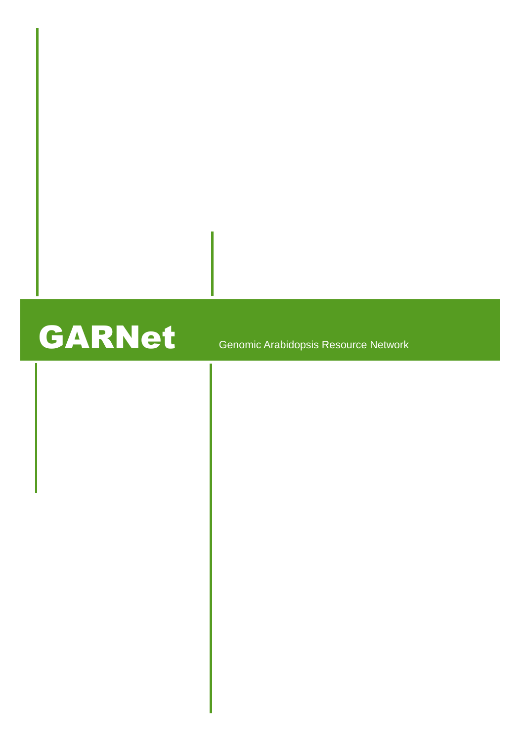# GARNet

Genomic Arabidopsis Resource Network